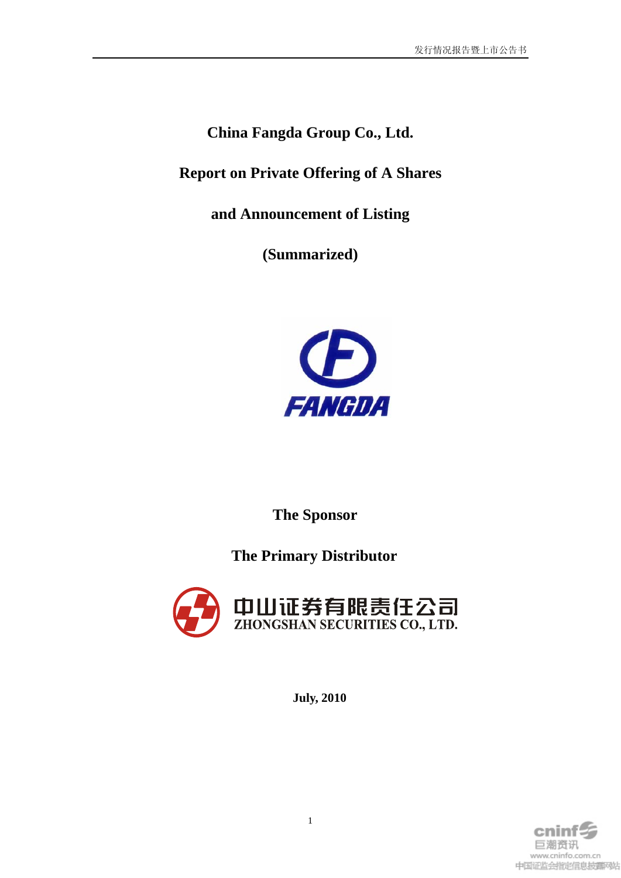# China Fangda Group Co., Ltd.

## Report on Private Offering of A Shares

## and Announcement of Listing

## (Summarized)

FANGDA

**The Sponsor**

**The Primary Distributor**

中山证券有限责任公司
ZHONGSHAN SECURITIES CO., LTD.

**July, 2010**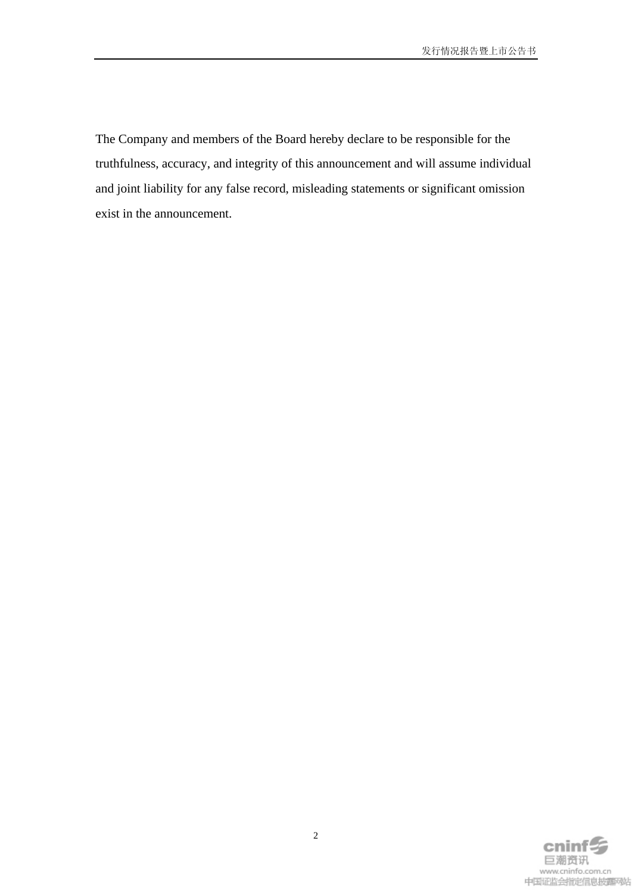The Company and members of the Board hereby declare to be responsible for the truthfulness, accuracy, and integrity of this announcement and will assume individual and joint liability for any false record, misleading statements or significant omission exist in the announcement.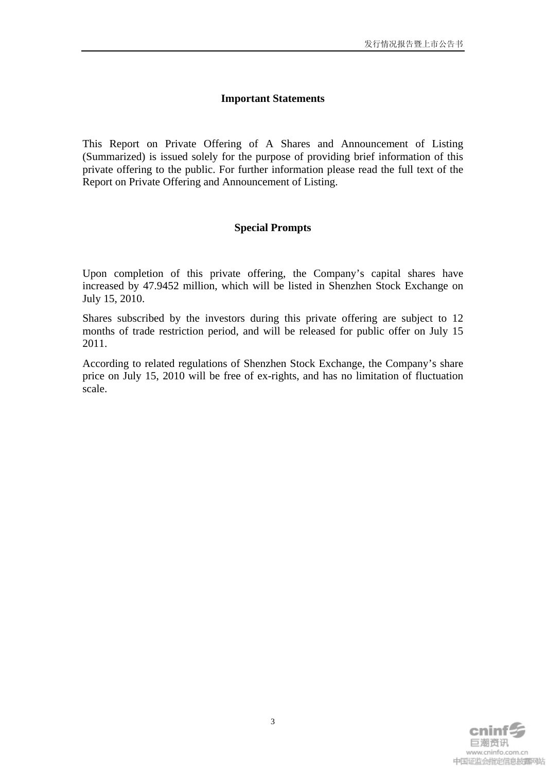## Important Statements

This Report on Private Offering of A Shares and Announcement of Listing (Summarized) is issued solely for the purpose of providing brief information of this private offering to the public. For further information please read the full text of the Report on Private Offering and Announcement of Listing.

## Special Prompts

Upon completion of this private offering, the Company's capital shares have increased by 47.9452 million, which will be listed in Shenzhen Stock Exchange on July 15, 2010.

Shares subscribed by the investors during this private offering are subject to 12 months of trade restriction period, and will be released for public offer on July 15 2011.

According to related regulations of Shenzhen Stock Exchange, the Company's share price on July 15, 2010 will be free of ex-rights, and has no limitation of fluctuation scale.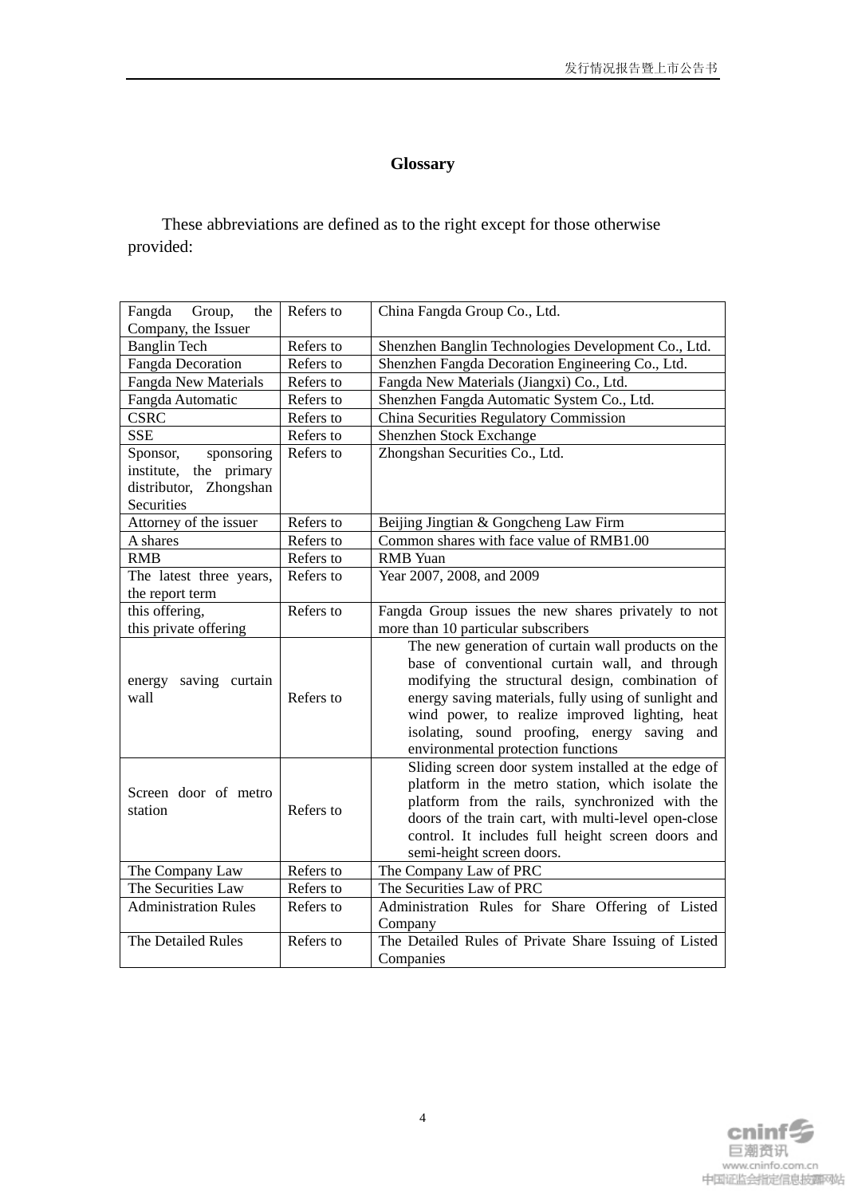# Glossary

These abbreviations are defined as to the right except for those otherwise provided:

| Term | | Definition |
|---|---|---|
| Fangda Group, the Company, the Issuer | Refers to | China Fangda Group Co., Ltd. |
| Banglin Tech | Refers to | Shenzhen Banglin Technologies Development Co., Ltd. |
| Fangda Decoration | Refers to | Shenzhen Fangda Decoration Engineering Co., Ltd. |
| Fangda New Materials | Refers to | Fangda New Materials (Jiangxi) Co., Ltd. |
| Fangda Automatic | Refers to | Shenzhen Fangda Automatic System Co., Ltd. |
| CSRC | Refers to | China Securities Regulatory Commission |
| SSE | Refers to | Shenzhen Stock Exchange |
| Sponsor, sponsoring institute, the primary distributor, Zhongshan Securities | Refers to | Zhongshan Securities Co., Ltd. |
| Attorney of the issuer | Refers to | Beijing Jingtian & Gongcheng Law Firm |
| A shares | Refers to | Common shares with face value of RMB1.00 |
| RMB | Refers to | RMB Yuan |
| The latest three years, the report term | Refers to | Year 2007, 2008, and 2009 |
| this offering, this private offering | Refers to | Fangda Group issues the new shares privately to not more than 10 particular subscribers |
| energy saving curtain wall | Refers to | The new generation of curtain wall products on the base of conventional curtain wall, and through modifying the structural design, combination of energy saving materials, fully using of sunlight and wind power, to realize improved lighting, heat isolating, sound proofing, energy saving and environmental protection functions |
| Screen door of metro station | Refers to | Sliding screen door system installed at the edge of platform in the metro station, which isolate the platform from the rails, synchronized with the doors of the train cart, with multi-level open-close control. It includes full height screen doors and semi-height screen doors. |
| The Company Law | Refers to | The Company Law of PRC |
| The Securities Law | Refers to | The Securities Law of PRC |
| Administration Rules | Refers to | Administration Rules for Share Offering of Listed Company |
| The Detailed Rules | Refers to | The Detailed Rules of Private Share Issuing of Listed Companies |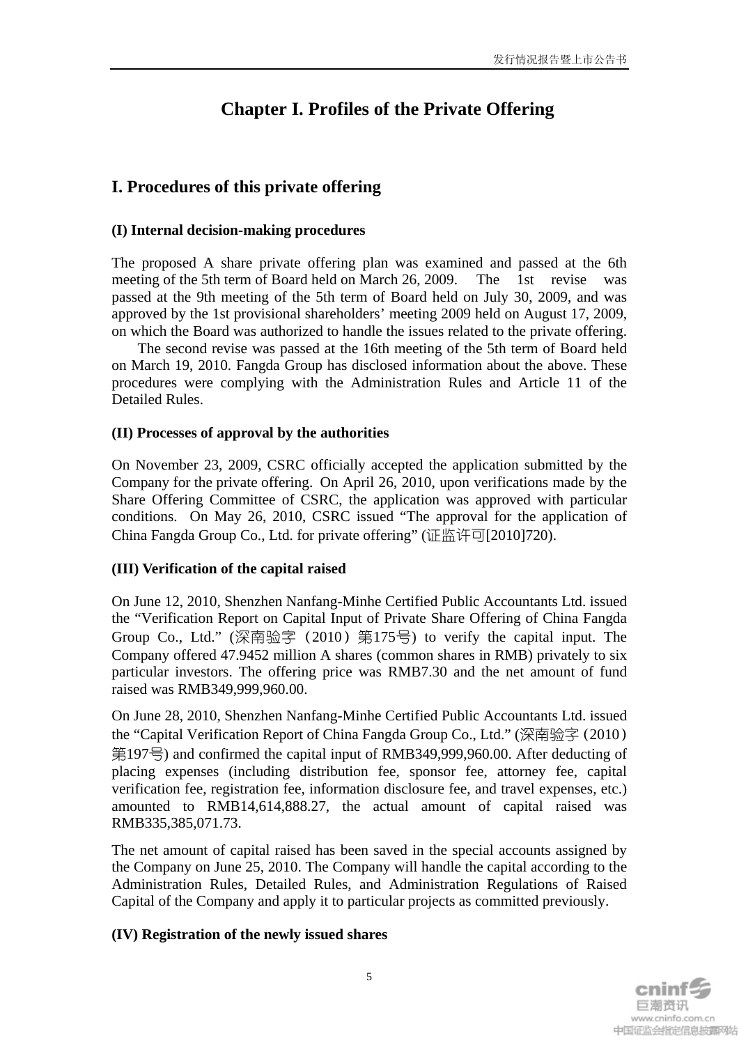# Chapter I. Profiles of the Private Offering

## I. Procedures of this private offering

### (I) Internal decision-making procedures

The proposed A share private offering plan was examined and passed at the 6th meeting of the 5th term of Board held on March 26, 2009. The 1st revise was passed at the 9th meeting of the 5th term of Board held on July 30, 2009, and was approved by the 1st provisional shareholders' meeting 2009 held on August 17, 2009, on which the Board was authorized to handle the issues related to the private offering. The second revise was passed at the 16th meeting of the 5th term of Board held on March 19, 2010. Fangda Group has disclosed information about the above. These procedures were complying with the Administration Rules and Article 11 of the Detailed Rules.

### (II) Processes of approval by the authorities

On November 23, 2009, CSRC officially accepted the application submitted by the Company for the private offering. On April 26, 2010, upon verifications made by the Share Offering Committee of CSRC, the application was approved with particular conditions. On May 26, 2010, CSRC issued "The approval for the application of China Fangda Group Co., Ltd. for private offering" (证监许可[2010]720).

### (III) Verification of the capital raised

On June 12, 2010, Shenzhen Nanfang-Minhe Certified Public Accountants Ltd. issued the "Verification Report on Capital Input of Private Share Offering of China Fangda Group Co., Ltd." (深南验字（2010）第175号) to verify the capital input. The Company offered 47.9452 million A shares (common shares in RMB) privately to six particular investors. The offering price was RMB7.30 and the net amount of fund raised was RMB349,999,960.00.

On June 28, 2010, Shenzhen Nanfang-Minhe Certified Public Accountants Ltd. issued the "Capital Verification Report of China Fangda Group Co., Ltd." (深南验字（2010）第197号) and confirmed the capital input of RMB349,999,960.00. After deducting of placing expenses (including distribution fee, sponsor fee, attorney fee, capital verification fee, registration fee, information disclosure fee, and travel expenses, etc.) amounted to RMB14,614,888.27, the actual amount of capital raised was RMB335,385,071.73.

The net amount of capital raised has been saved in the special accounts assigned by the Company on June 25, 2010. The Company will handle the capital according to the Administration Rules, Detailed Rules, and Administration Regulations of Raised Capital of the Company and apply it to particular projects as committed previously.

### (IV) Registration of the newly issued shares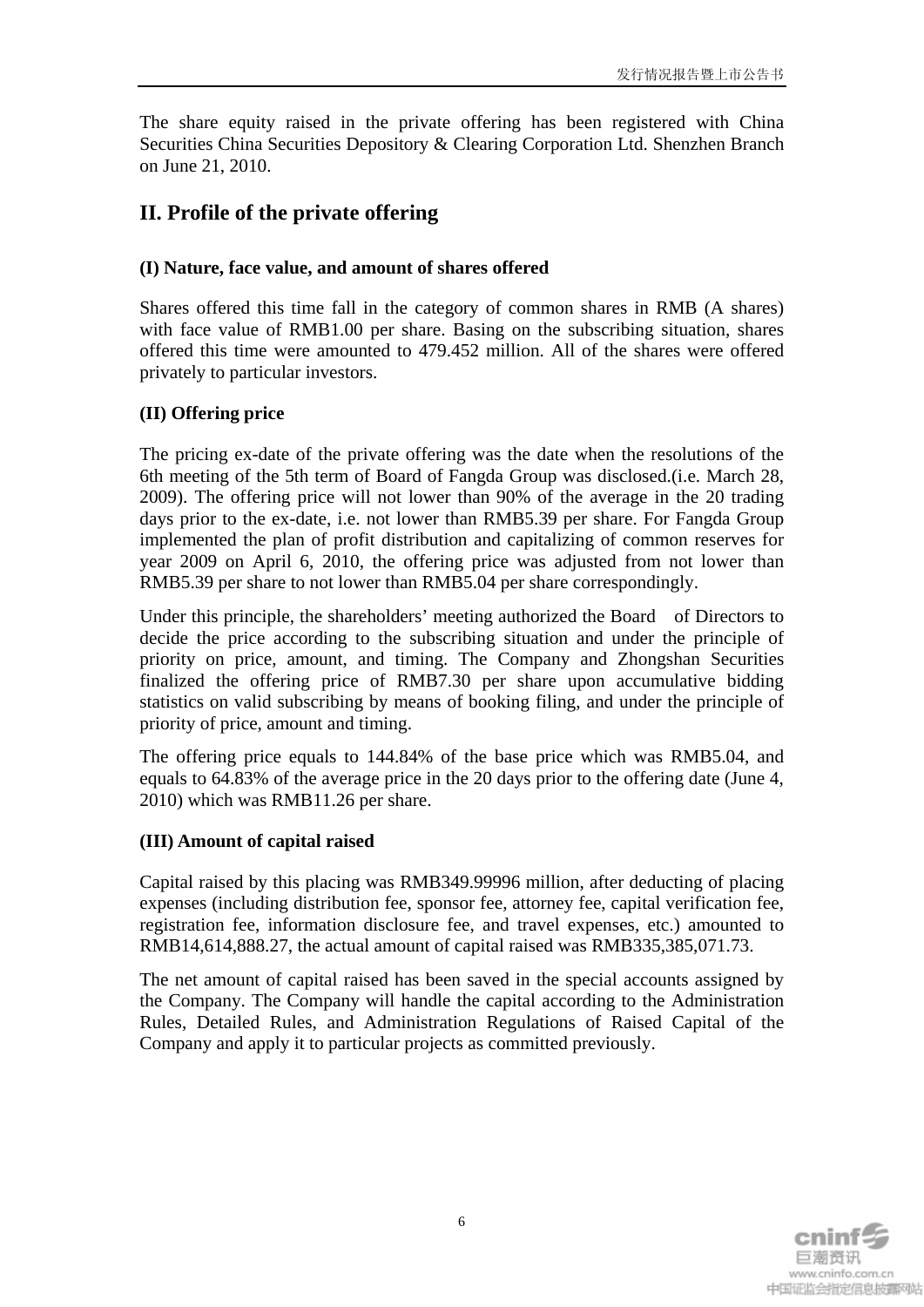The share equity raised in the private offering has been registered with China Securities China Securities Depository & Clearing Corporation Ltd. Shenzhen Branch on June 21, 2010.

## II. Profile of the private offering

### (I) Nature, face value, and amount of shares offered

Shares offered this time fall in the category of common shares in RMB (A shares) with face value of RMB1.00 per share. Basing on the subscribing situation, shares offered this time were amounted to 479.452 million. All of the shares were offered privately to particular investors.

### (II) Offering price

The pricing ex-date of the private offering was the date when the resolutions of the 6th meeting of the 5th term of Board of Fangda Group was disclosed.(i.e. March 28, 2009). The offering price will not lower than 90% of the average in the 20 trading days prior to the ex-date, i.e. not lower than RMB5.39 per share. For Fangda Group implemented the plan of profit distribution and capitalizing of common reserves for year 2009 on April 6, 2010, the offering price was adjusted from not lower than RMB5.39 per share to not lower than RMB5.04 per share correspondingly.

Under this principle, the shareholders' meeting authorized the Board of Directors to decide the price according to the subscribing situation and under the principle of priority on price, amount, and timing. The Company and Zhongshan Securities finalized the offering price of RMB7.30 per share upon accumulative bidding statistics on valid subscribing by means of booking filing, and under the principle of priority of price, amount and timing.

The offering price equals to 144.84% of the base price which was RMB5.04, and equals to 64.83% of the average price in the 20 days prior to the offering date (June 4, 2010) which was RMB11.26 per share.

### (III) Amount of capital raised

Capital raised by this placing was RMB349.99996 million, after deducting of placing expenses (including distribution fee, sponsor fee, attorney fee, capital verification fee, registration fee, information disclosure fee, and travel expenses, etc.) amounted to RMB14,614,888.27, the actual amount of capital raised was RMB335,385,071.73.

The net amount of capital raised has been saved in the special accounts assigned by the Company. The Company will handle the capital according to the Administration Rules, Detailed Rules, and Administration Regulations of Raised Capital of the Company and apply it to particular projects as committed previously.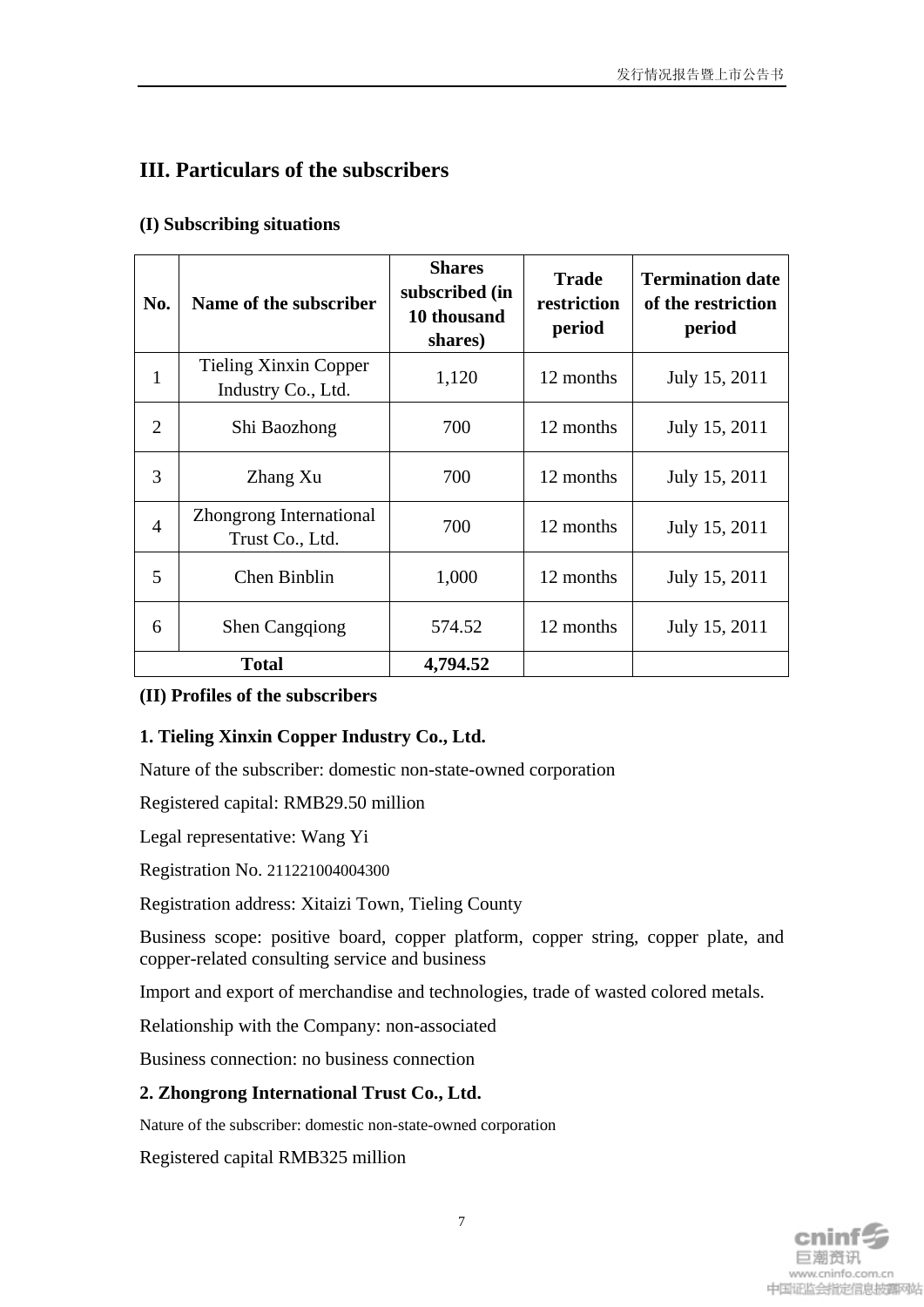## III. Particulars of the subscribers

### (I) Subscribing situations

| No. | Name of the subscriber | Shares subscribed (in 10 thousand shares) | Trade restriction period | Termination date of the restriction period |
|---|---|---|---|---|
| 1 | Tieling Xinxin Copper Industry Co., Ltd. | 1,120 | 12 months | July 15, 2011 |
| 2 | Shi Baozhong | 700 | 12 months | July 15, 2011 |
| 3 | Zhang Xu | 700 | 12 months | July 15, 2011 |
| 4 | Zhongrong International Trust Co., Ltd. | 700 | 12 months | July 15, 2011 |
| 5 | Chen Binblin | 1,000 | 12 months | July 15, 2011 |
| 6 | Shen Cangqiong | 574.52 | 12 months | July 15, 2011 |
| **Total** | | **4,794.52** | | |

### (II) Profiles of the subscribers

**1. Tieling Xinxin Copper Industry Co., Ltd.**

Nature of the subscriber: domestic non-state-owned corporation

Registered capital: RMB29.50 million

Legal representative: Wang Yi

Registration No. 211221004004300

Registration address: Xitaizi Town, Tieling County

Business scope: positive board, copper platform, copper string, copper plate, and copper-related consulting service and business

Import and export of merchandise and technologies, trade of wasted colored metals.

Relationship with the Company: non-associated

Business connection: no business connection

**2. Zhongrong International Trust Co., Ltd.**

Nature of the subscriber: domestic non-state-owned corporation

Registered capital RMB325 million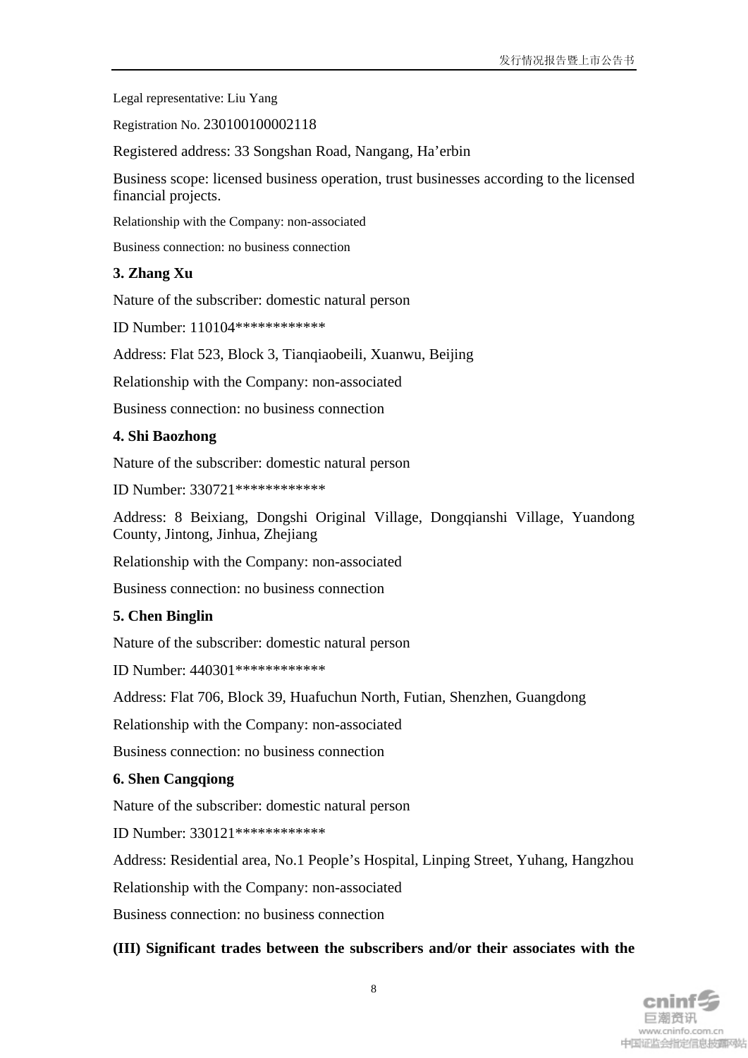Legal representative: Liu Yang

Registration No. 230100100002118

Registered address: 33 Songshan Road, Nangang, Ha'erbin

Business scope: licensed business operation, trust businesses according to the licensed financial projects.

Relationship with the Company: non-associated

Business connection: no business connection

**3. Zhang Xu**

Nature of the subscriber: domestic natural person

ID Number: 110104************

Address: Flat 523, Block 3, Tianqiaobeili, Xuanwu, Beijing

Relationship with the Company: non-associated

Business connection: no business connection

**4. Shi Baozhong**

Nature of the subscriber: domestic natural person

ID Number: 330721************

Address: 8 Beixiang, Dongshi Original Village, Dongqianshi Village, Yuandong County, Jintong, Jinhua, Zhejiang

Relationship with the Company: non-associated

Business connection: no business connection

**5. Chen Binglin**

Nature of the subscriber: domestic natural person

ID Number: 440301************

Address: Flat 706, Block 39, Huafuchun North, Futian, Shenzhen, Guangdong

Relationship with the Company: non-associated

Business connection: no business connection

**6. Shen Cangqiong**

Nature of the subscriber: domestic natural person

ID Number: 330121************

Address: Residential area, No.1 People's Hospital, Linping Street, Yuhang, Hangzhou

Relationship with the Company: non-associated

Business connection: no business connection

**(III) Significant trades between the subscribers and/or their associates with the**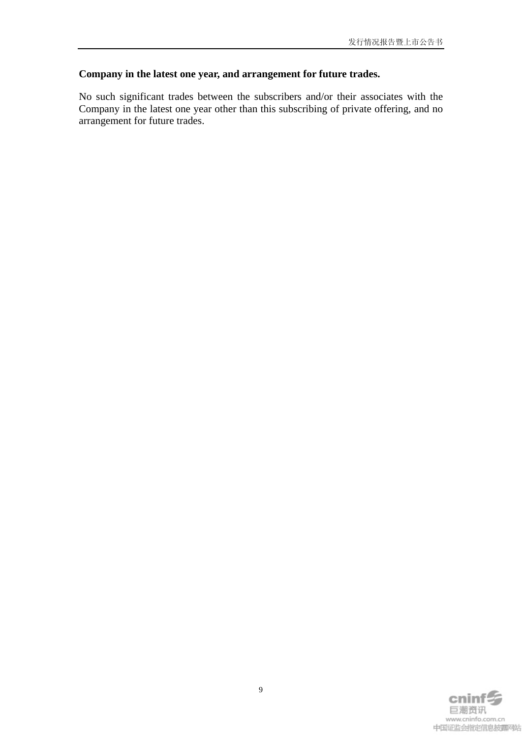**Company in the latest one year, and arrangement for future trades.**

No such significant trades between the subscribers and/or their associates with the Company in the latest one year other than this subscribing of private offering, and no arrangement for future trades.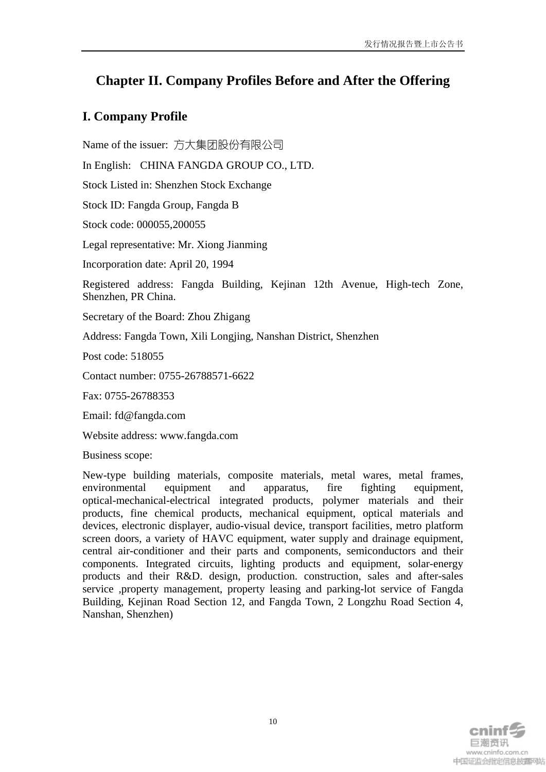# Chapter II. Company Profiles Before and After the Offering

## I. Company Profile

Name of the issuer: 方大集团股份有限公司

In English: CHINA FANGDA GROUP CO., LTD.

Stock Listed in: Shenzhen Stock Exchange

Stock ID: Fangda Group, Fangda B

Stock code: 000055,200055

Legal representative: Mr. Xiong Jianming

Incorporation date: April 20, 1994

Registered address: Fangda Building, Kejinan 12th Avenue, High-tech Zone, Shenzhen, PR China.

Secretary of the Board: Zhou Zhigang

Address: Fangda Town, Xili Longjing, Nanshan District, Shenzhen

Post code: 518055

Contact number: 0755-26788571-6622

Fax: 0755-26788353

Email: fd@fangda.com

Website address: www.fangda.com

Business scope:

New-type building materials, composite materials, metal wares, metal frames, environmental equipment and apparatus, fire fighting equipment, optical-mechanical-electrical integrated products, polymer materials and their products, fine chemical products, mechanical equipment, optical materials and devices, electronic displayer, audio-visual device, transport facilities, metro platform screen doors, a variety of HAVC equipment, water supply and drainage equipment, central air-conditioner and their parts and components, semiconductors and their components. Integrated circuits, lighting products and equipment, solar-energy products and their R&D. design, production. construction, sales and after-sales service ,property management, property leasing and parking-lot service of Fangda Building, Kejinan Road Section 12, and Fangda Town, 2 Longzhu Road Section 4, Nanshan, Shenzhen)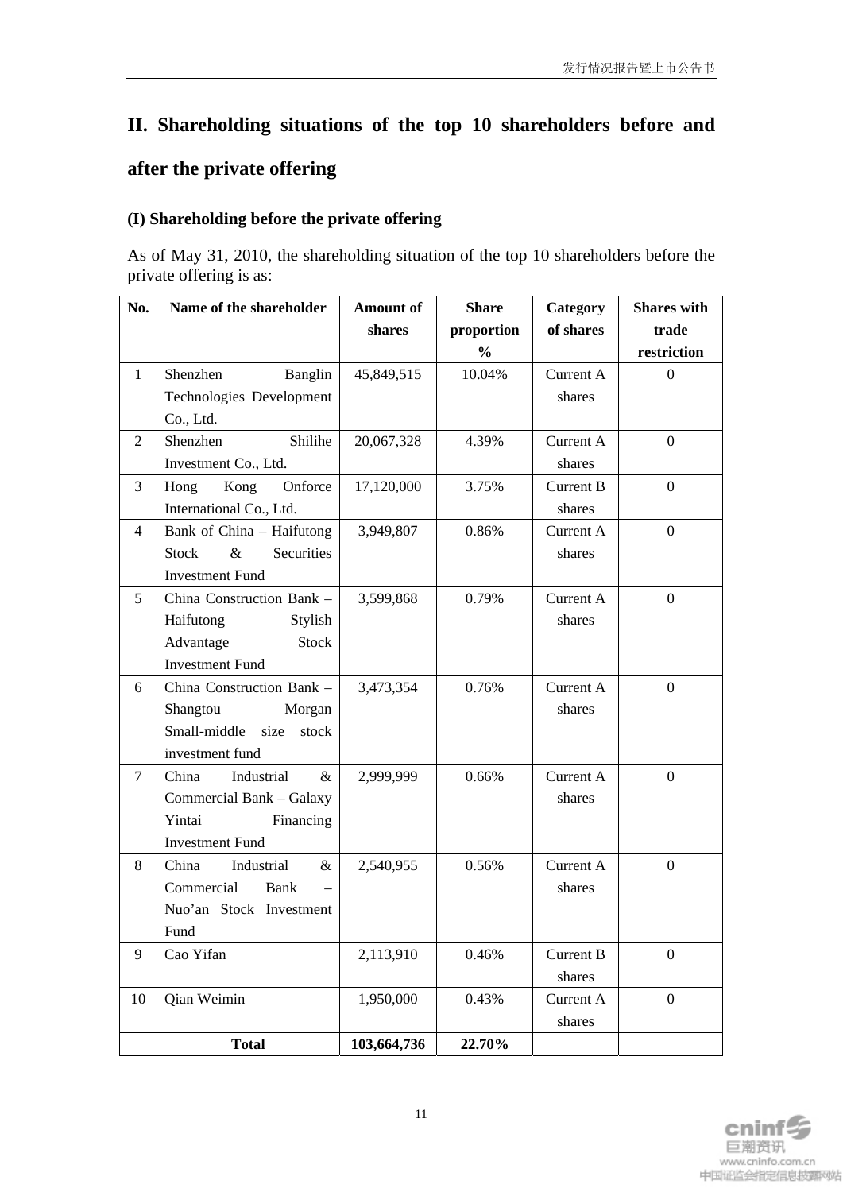## II. Shareholding situations of the top 10 shareholders before and after the private offering

### (I) Shareholding before the private offering

As of May 31, 2010, the shareholding situation of the top 10 shareholders before the private offering is as:

| No. | Name of the shareholder | Amount of shares | Share proportion % | Category of shares | Shares with trade restriction |
|---|---|---|---|---|---|
| 1 | Shenzhen Banglin Technologies Development Co., Ltd. | 45,849,515 | 10.04% | Current A shares | 0 |
| 2 | Shenzhen Shilihe Investment Co., Ltd. | 20,067,328 | 4.39% | Current A shares | 0 |
| 3 | Hong Kong Onforce International Co., Ltd. | 17,120,000 | 3.75% | Current B shares | 0 |
| 4 | Bank of China – Haifutong Stock & Securities Investment Fund | 3,949,807 | 0.86% | Current A shares | 0 |
| 5 | China Construction Bank – Haifutong Stylish Advantage Stock Investment Fund | 3,599,868 | 0.79% | Current A shares | 0 |
| 6 | China Construction Bank – Shangtou Morgan Small-middle size stock investment fund | 3,473,354 | 0.76% | Current A shares | 0 |
| 7 | China Industrial & Commercial Bank – Galaxy Yintai Financing Investment Fund | 2,999,999 | 0.66% | Current A shares | 0 |
| 8 | China Industrial & Commercial Bank – Nuo'an Stock Investment Fund | 2,540,955 | 0.56% | Current A shares | 0 |
| 9 | Cao Yifan | 2,113,910 | 0.46% | Current B shares | 0 |
| 10 | Qian Weimin | 1,950,000 | 0.43% | Current A shares | 0 |
| | **Total** | **103,664,736** | **22.70%** | | |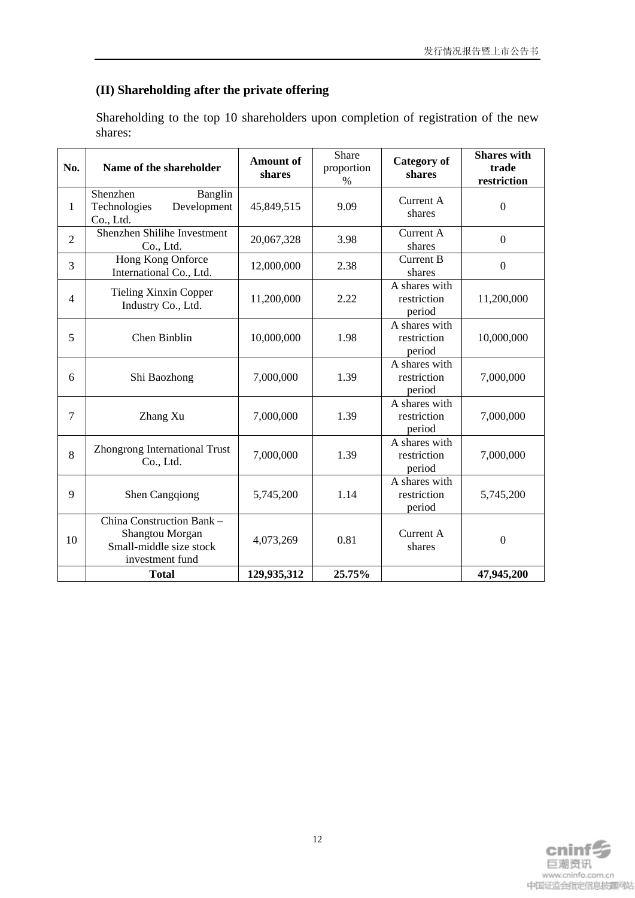## (II) Shareholding after the private offering

Shareholding to the top 10 shareholders upon completion of registration of the new shares:

| No. | Name of the shareholder | Amount of shares | Share proportion % | Category of shares | Shares with trade restriction |
|---|---|---|---|---|---|
| 1 | Shenzhen Banglin Technologies Development Co., Ltd. | 45,849,515 | 9.09 | Current A shares | 0 |
| 2 | Shenzhen Shilihe Investment Co., Ltd. | 20,067,328 | 3.98 | Current A shares | 0 |
| 3 | Hong Kong Onforce International Co., Ltd. | 12,000,000 | 2.38 | Current B shares | 0 |
| 4 | Tieling Xinxin Copper Industry Co., Ltd. | 11,200,000 | 2.22 | A shares with restriction period | 11,200,000 |
| 5 | Chen Binblin | 10,000,000 | 1.98 | A shares with restriction period | 10,000,000 |
| 6 | Shi Baozhong | 7,000,000 | 1.39 | A shares with restriction period | 7,000,000 |
| 7 | Zhang Xu | 7,000,000 | 1.39 | A shares with restriction period | 7,000,000 |
| 8 | Zhongrong International Trust Co., Ltd. | 7,000,000 | 1.39 | A shares with restriction period | 7,000,000 |
| 9 | Shen Cangqiong | 5,745,200 | 1.14 | A shares with restriction period | 5,745,200 |
| 10 | China Construction Bank – Shangtou Morgan Small-middle size stock investment fund | 4,073,269 | 0.81 | Current A shares | 0 |
| | **Total** | **129,935,312** | **25.75%** | | **47,945,200** |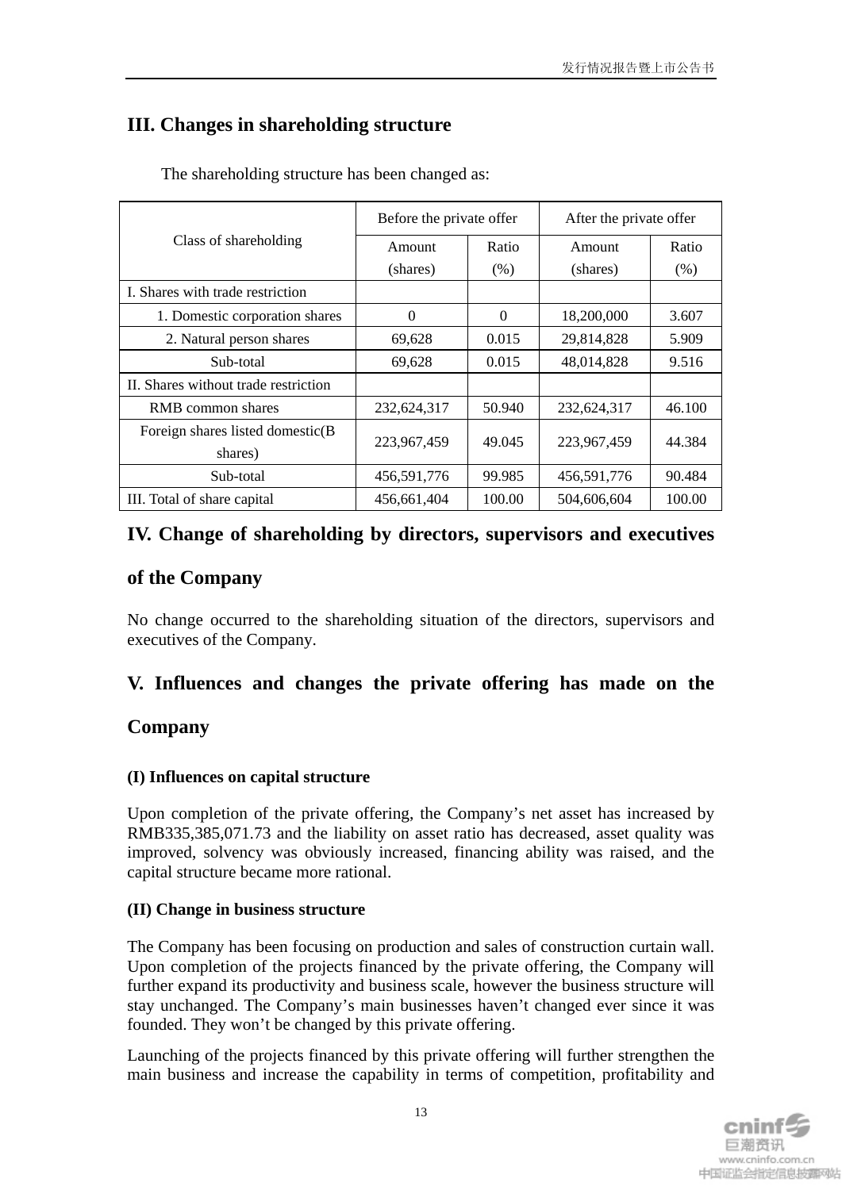## III. Changes in shareholding structure

The shareholding structure has been changed as:

| Class of shareholding | Before the private offer | | After the private offer | |
|---|---|---|---|---|
| | Amount (shares) | Ratio (%) | Amount (shares) | Ratio (%) |
| I. Shares with trade restriction | | | | |
| 1. Domestic corporation shares | 0 | 0 | 18,200,000 | 3.607 |
| 2. Natural person shares | 69,628 | 0.015 | 29,814,828 | 5.909 |
| Sub-total | 69,628 | 0.015 | 48,014,828 | 9.516 |
| II. Shares without trade restriction | | | | |
| RMB common shares | 232,624,317 | 50.940 | 232,624,317 | 46.100 |
| Foreign shares listed domestic(B shares) | 223,967,459 | 49.045 | 223,967,459 | 44.384 |
| Sub-total | 456,591,776 | 99.985 | 456,591,776 | 90.484 |
| III. Total of share capital | 456,661,404 | 100.00 | 504,606,604 | 100.00 |

## IV. Change of shareholding by directors, supervisors and executives of the Company

No change occurred to the shareholding situation of the directors, supervisors and executives of the Company.

## V. Influences and changes the private offering has made on the Company

### (I) Influences on capital structure

Upon completion of the private offering, the Company's net asset has increased by RMB335,385,071.73 and the liability on asset ratio has decreased, asset quality was improved, solvency was obviously increased, financing ability was raised, and the capital structure became more rational.

### (II) Change in business structure

The Company has been focusing on production and sales of construction curtain wall. Upon completion of the projects financed by the private offering, the Company will further expand its productivity and business scale, however the business structure will stay unchanged. The Company's main businesses haven't changed ever since it was founded. They won't be changed by this private offering.

Launching of the projects financed by this private offering will further strengthen the main business and increase the capability in terms of competition, profitability and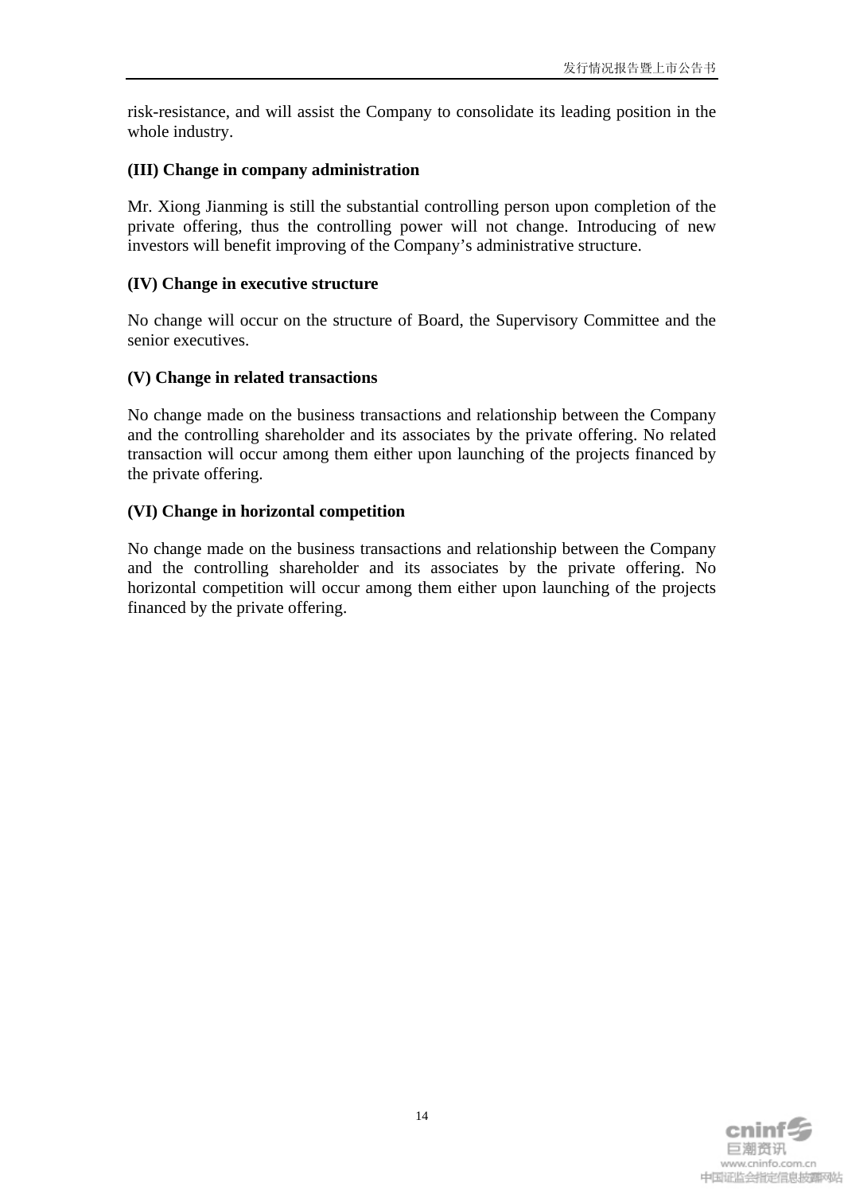risk-resistance, and will assist the Company to consolidate its leading position in the whole industry.

**(III) Change in company administration**

Mr. Xiong Jianming is still the substantial controlling person upon completion of the private offering, thus the controlling power will not change. Introducing of new investors will benefit improving of the Company's administrative structure.

**(IV) Change in executive structure**

No change will occur on the structure of Board, the Supervisory Committee and the senior executives.

**(V) Change in related transactions**

No change made on the business transactions and relationship between the Company and the controlling shareholder and its associates by the private offering. No related transaction will occur among them either upon launching of the projects financed by the private offering.

**(VI) Change in horizontal competition**

No change made on the business transactions and relationship between the Company and the controlling shareholder and its associates by the private offering. No horizontal competition will occur among them either upon launching of the projects financed by the private offering.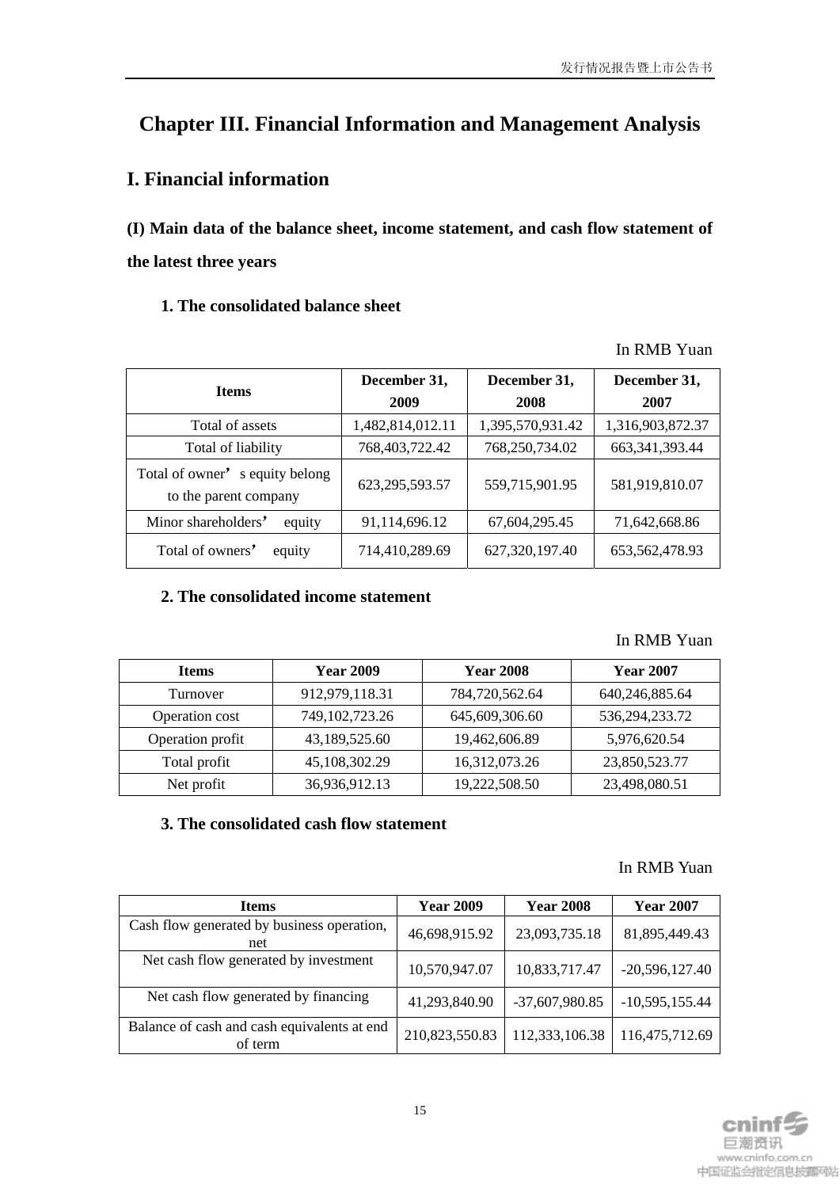# Chapter III. Financial Information and Management Analysis

## I. Financial information

### (I) Main data of the balance sheet, income statement, and cash flow statement of the latest three years

#### 1. The consolidated balance sheet

In RMB Yuan

| Items | December 31, 2009 | December 31, 2008 | December 31, 2007 |
|---|---|---|---|
| Total of assets | 1,482,814,012.11 | 1,395,570,931.42 | 1,316,903,872.37 |
| Total of liability | 768,403,722.42 | 768,250,734.02 | 663,341,393.44 |
| Total of owner's equity belong to the parent company | 623,295,593.57 | 559,715,901.95 | 581,919,810.07 |
| Minor shareholders' equity | 91,114,696.12 | 67,604,295.45 | 71,642,668.86 |
| Total of owners' equity | 714,410,289.69 | 627,320,197.40 | 653,562,478.93 |

#### 2. The consolidated income statement

In RMB Yuan

| Items | Year 2009 | Year 2008 | Year 2007 |
|---|---|---|---|
| Turnover | 912,979,118.31 | 784,720,562.64 | 640,246,885.64 |
| Operation cost | 749,102,723.26 | 645,609,306.60 | 536,294,233.72 |
| Operation profit | 43,189,525.60 | 19,462,606.89 | 5,976,620.54 |
| Total profit | 45,108,302.29 | 16,312,073.26 | 23,850,523.77 |
| Net profit | 36,936,912.13 | 19,222,508.50 | 23,498,080.51 |

#### 3. The consolidated cash flow statement

In RMB Yuan

| Items | Year 2009 | Year 2008 | Year 2007 |
|---|---|---|---|
| Cash flow generated by business operation, net | 46,698,915.92 | 23,093,735.18 | 81,895,449.43 |
| Net cash flow generated by investment | 10,570,947.07 | 10,833,717.47 | -20,596,127.40 |
| Net cash flow generated by financing | 41,293,840.90 | -37,607,980.85 | -10,595,155.44 |
| Balance of cash and cash equivalents at end of term | 210,823,550.83 | 112,333,106.38 | 116,475,712.69 |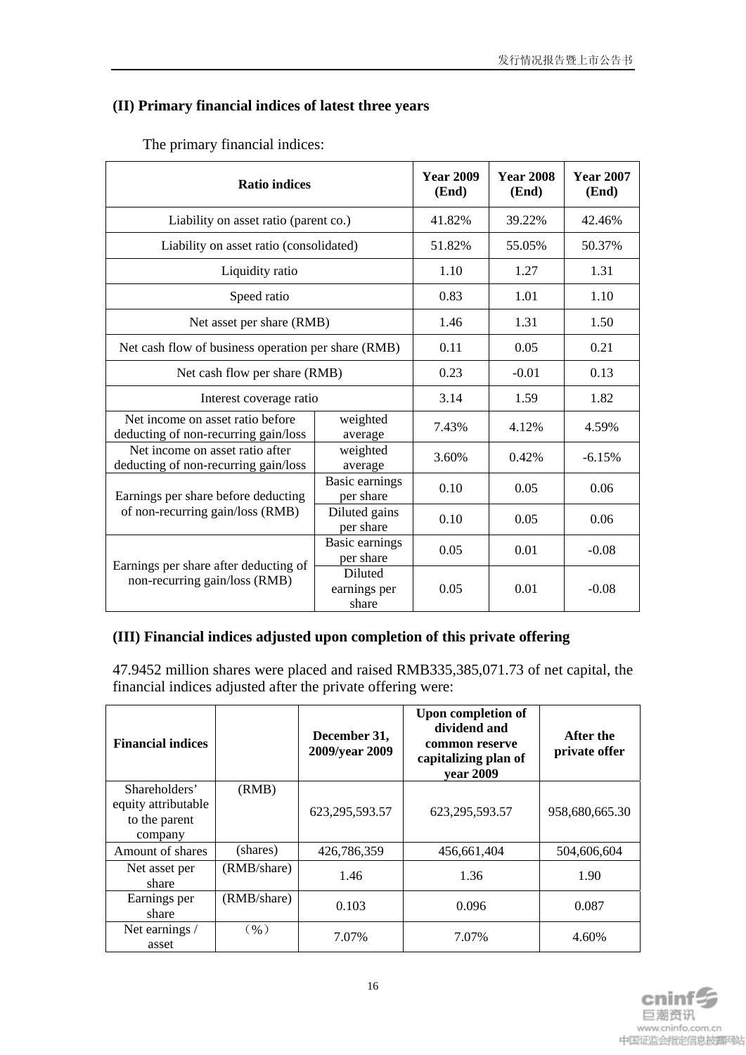### (II) Primary financial indices of latest three years

The primary financial indices:

| Ratio indices | | Year 2009 (End) | Year 2008 (End) | Year 2007 (End) |
|---|---|---|---|---|
| Liability on asset ratio (parent co.) | | 41.82% | 39.22% | 42.46% |
| Liability on asset ratio (consolidated) | | 51.82% | 55.05% | 50.37% |
| Liquidity ratio | | 1.10 | 1.27 | 1.31 |
| Speed ratio | | 0.83 | 1.01 | 1.10 |
| Net asset per share (RMB) | | 1.46 | 1.31 | 1.50 |
| Net cash flow of business operation per share (RMB) | | 0.11 | 0.05 | 0.21 |
| Net cash flow per share (RMB) | | 0.23 | -0.01 | 0.13 |
| Interest coverage ratio | | 3.14 | 1.59 | 1.82 |
| Net income on asset ratio before deducting of non-recurring gain/loss | weighted average | 7.43% | 4.12% | 4.59% |
| Net income on asset ratio after deducting of non-recurring gain/loss | weighted average | 3.60% | 0.42% | -6.15% |
| Earnings per share before deducting of non-recurring gain/loss (RMB) | Basic earnings per share | 0.10 | 0.05 | 0.06 |
| | Diluted gains per share | 0.10 | 0.05 | 0.06 |
| Earnings per share after deducting of non-recurring gain/loss (RMB) | Basic earnings per share | 0.05 | 0.01 | -0.08 |
| | Diluted earnings per share | 0.05 | 0.01 | -0.08 |

### (III) Financial indices adjusted upon completion of this private offering

47.9452 million shares were placed and raised RMB335,385,071.73 of net capital, the financial indices adjusted after the private offering were:

| Financial indices | | December 31, 2009/year 2009 | Upon completion of dividend and common reserve capitalizing plan of year 2009 | After the private offer |
|---|---|---|---|---|
| Shareholders' equity attributable to the parent company | (RMB) | 623,295,593.57 | 623,295,593.57 | 958,680,665.30 |
| Amount of shares | (shares) | 426,786,359 | 456,661,404 | 504,606,604 |
| Net asset per share | (RMB/share) | 1.46 | 1.36 | 1.90 |
| Earnings per share | (RMB/share) | 0.103 | 0.096 | 0.087 |
| Net earnings / asset | （%） | 7.07% | 7.07% | 4.60% |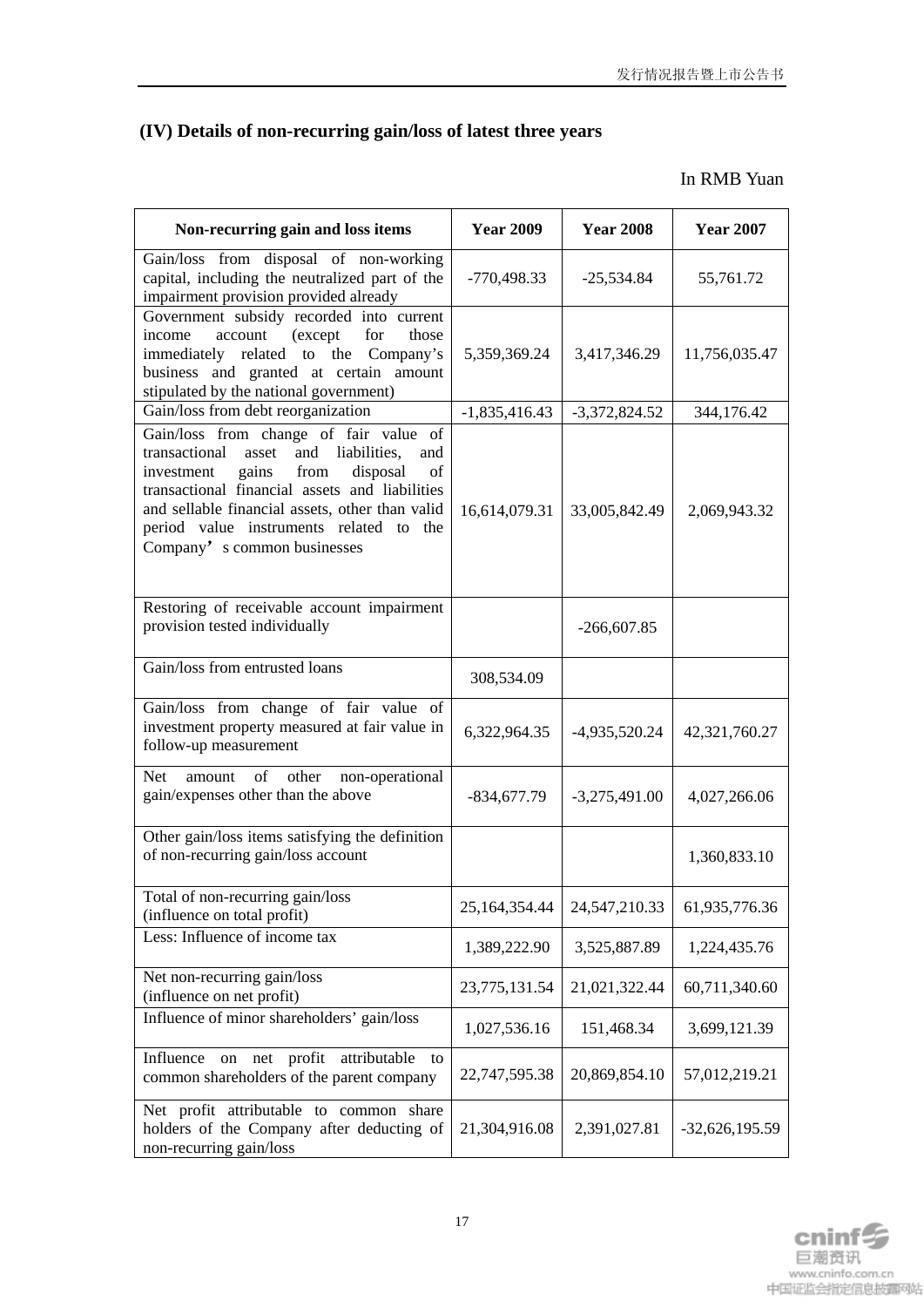### (IV) Details of non-recurring gain/loss of latest three years

In RMB Yuan

| Non-recurring gain and loss items | Year 2009 | Year 2008 | Year 2007 |
|---|---|---|---|
| Gain/loss from disposal of non-working capital, including the neutralized part of the impairment provision provided already | -770,498.33 | -25,534.84 | 55,761.72 |
| Government subsidy recorded into current income account (except for those immediately related to the Company's business and granted at certain amount stipulated by the national government) | 5,359,369.24 | 3,417,346.29 | 11,756,035.47 |
| Gain/loss from debt reorganization | -1,835,416.43 | -3,372,824.52 | 344,176.42 |
| Gain/loss from change of fair value of transactional asset and liabilities, and investment gains from disposal of transactional financial assets and liabilities and sellable financial assets, other than valid period value instruments related to the Company's common businesses | 16,614,079.31 | 33,005,842.49 | 2,069,943.32 |
| Restoring of receivable account impairment provision tested individually | | -266,607.85 | |
| Gain/loss from entrusted loans | 308,534.09 | | |
| Gain/loss from change of fair value of investment property measured at fair value in follow-up measurement | 6,322,964.35 | -4,935,520.24 | 42,321,760.27 |
| Net amount of other non-operational gain/expenses other than the above | -834,677.79 | -3,275,491.00 | 4,027,266.06 |
| Other gain/loss items satisfying the definition of non-recurring gain/loss account | | | 1,360,833.10 |
| Total of non-recurring gain/loss (influence on total profit) | 25,164,354.44 | 24,547,210.33 | 61,935,776.36 |
| Less: Influence of income tax | 1,389,222.90 | 3,525,887.89 | 1,224,435.76 |
| Net non-recurring gain/loss (influence on net profit) | 23,775,131.54 | 21,021,322.44 | 60,711,340.60 |
| Influence of minor shareholders' gain/loss | 1,027,536.16 | 151,468.34 | 3,699,121.39 |
| Influence on net profit attributable to common shareholders of the parent company | 22,747,595.38 | 20,869,854.10 | 57,012,219.21 |
| Net profit attributable to common share holders of the Company after deducting of non-recurring gain/loss | 21,304,916.08 | 2,391,027.81 | -32,626,195.59 |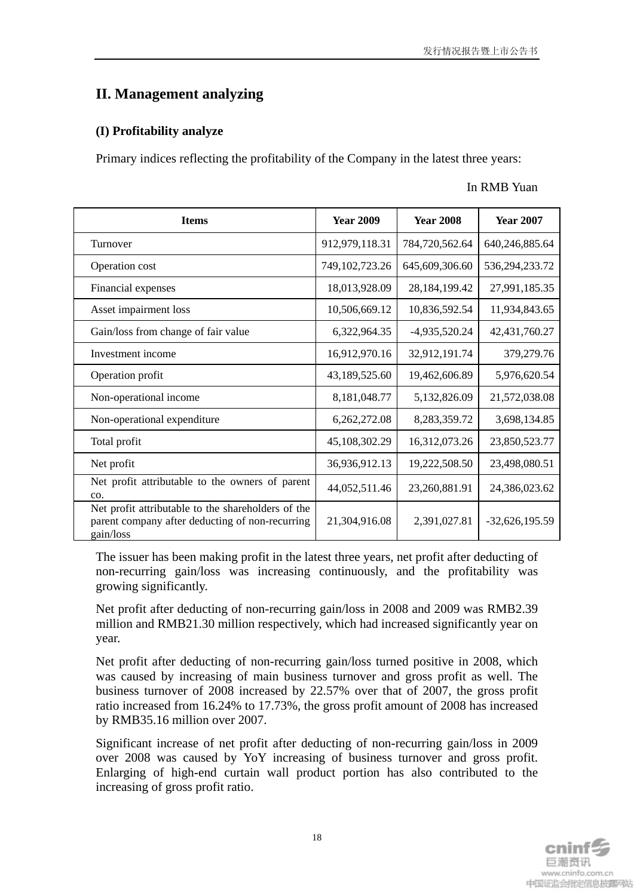## II. Management analyzing

### (I) Profitability analyze

Primary indices reflecting the profitability of the Company in the latest three years:

In RMB Yuan

| Items | Year 2009 | Year 2008 | Year 2007 |
|---|---|---|---|
| Turnover | 912,979,118.31 | 784,720,562.64 | 640,246,885.64 |
| Operation cost | 749,102,723.26 | 645,609,306.60 | 536,294,233.72 |
| Financial expenses | 18,013,928.09 | 28,184,199.42 | 27,991,185.35 |
| Asset impairment loss | 10,506,669.12 | 10,836,592.54 | 11,934,843.65 |
| Gain/loss from change of fair value | 6,322,964.35 | -4,935,520.24 | 42,431,760.27 |
| Investment income | 16,912,970.16 | 32,912,191.74 | 379,279.76 |
| Operation profit | 43,189,525.60 | 19,462,606.89 | 5,976,620.54 |
| Non-operational income | 8,181,048.77 | 5,132,826.09 | 21,572,038.08 |
| Non-operational expenditure | 6,262,272.08 | 8,283,359.72 | 3,698,134.85 |
| Total profit | 45,108,302.29 | 16,312,073.26 | 23,850,523.77 |
| Net profit | 36,936,912.13 | 19,222,508.50 | 23,498,080.51 |
| Net profit attributable to the owners of parent co. | 44,052,511.46 | 23,260,881.91 | 24,386,023.62 |
| Net profit attributable to the shareholders of the parent company after deducting of non-recurring gain/loss | 21,304,916.08 | 2,391,027.81 | -32,626,195.59 |

The issuer has been making profit in the latest three years, net profit after deducting of non-recurring gain/loss was increasing continuously, and the profitability was growing significantly.

Net profit after deducting of non-recurring gain/loss in 2008 and 2009 was RMB2.39 million and RMB21.30 million respectively, which had increased significantly year on year.

Net profit after deducting of non-recurring gain/loss turned positive in 2008, which was caused by increasing of main business turnover and gross profit as well. The business turnover of 2008 increased by 22.57% over that of 2007, the gross profit ratio increased from 16.24% to 17.73%, the gross profit amount of 2008 has increased by RMB35.16 million over 2007.

Significant increase of net profit after deducting of non-recurring gain/loss in 2009 over 2008 was caused by YoY increasing of business turnover and gross profit. Enlarging of high-end curtain wall product portion has also contributed to the increasing of gross profit ratio.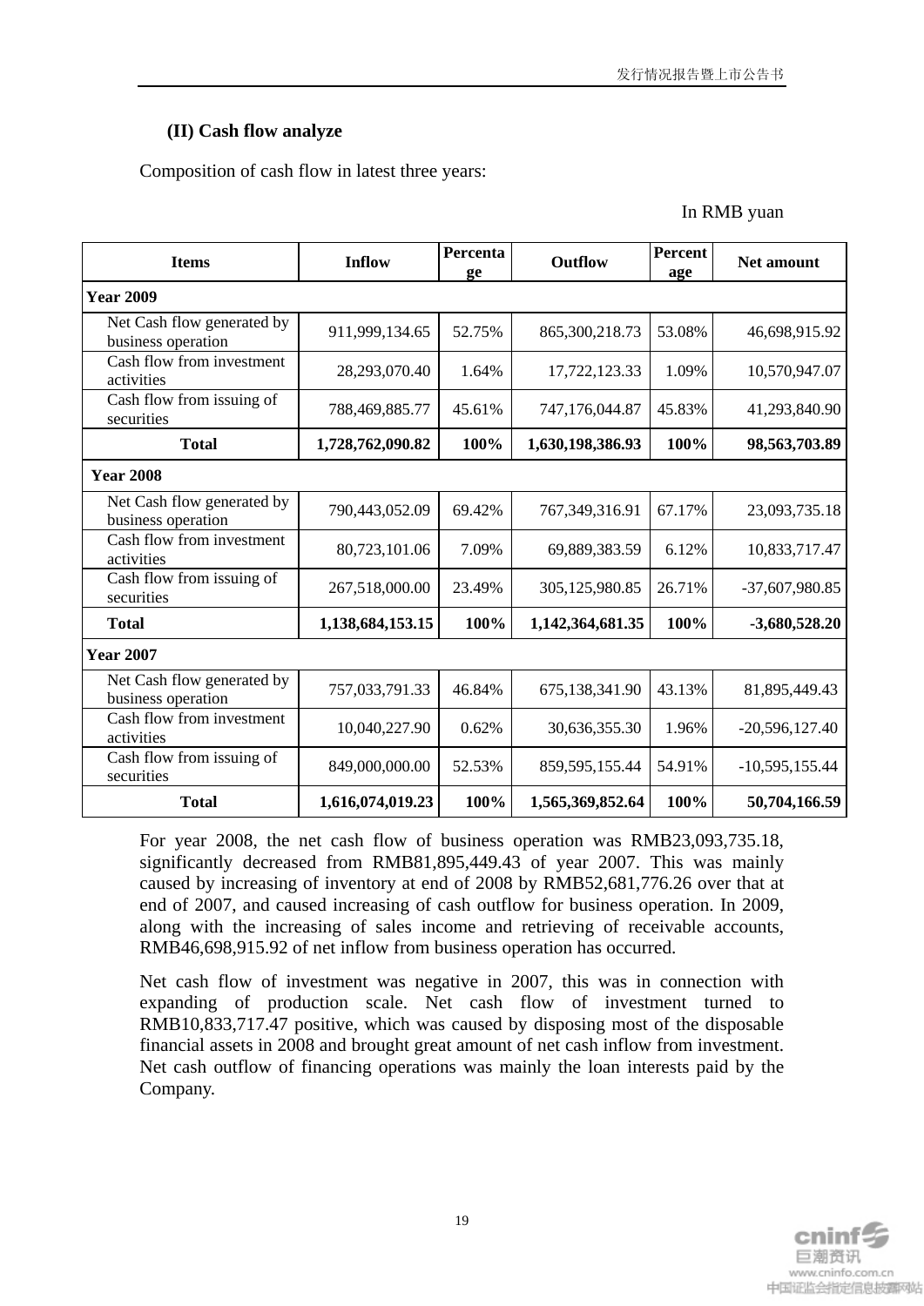### (II) Cash flow analyze

Composition of cash flow in latest three years:

In RMB yuan

| Items | Inflow | Percentage | Outflow | Percentage | Net amount |
|---|---|---|---|---|---|
| **Year 2009** | | | | | |
| Net Cash flow generated by business operation | 911,999,134.65 | 52.75% | 865,300,218.73 | 53.08% | 46,698,915.92 |
| Cash flow from investment activities | 28,293,070.40 | 1.64% | 17,722,123.33 | 1.09% | 10,570,947.07 |
| Cash flow from issuing of securities | 788,469,885.77 | 45.61% | 747,176,044.87 | 45.83% | 41,293,840.90 |
| **Total** | **1,728,762,090.82** | **100%** | **1,630,198,386.93** | **100%** | **98,563,703.89** |
| **Year 2008** | | | | | |
| Net Cash flow generated by business operation | 790,443,052.09 | 69.42% | 767,349,316.91 | 67.17% | 23,093,735.18 |
| Cash flow from investment activities | 80,723,101.06 | 7.09% | 69,889,383.59 | 6.12% | 10,833,717.47 |
| Cash flow from issuing of securities | 267,518,000.00 | 23.49% | 305,125,980.85 | 26.71% | -37,607,980.85 |
| **Total** | **1,138,684,153.15** | **100%** | **1,142,364,681.35** | **100%** | **-3,680,528.20** |
| **Year 2007** | | | | | |
| Net Cash flow generated by business operation | 757,033,791.33 | 46.84% | 675,138,341.90 | 43.13% | 81,895,449.43 |
| Cash flow from investment activities | 10,040,227.90 | 0.62% | 30,636,355.30 | 1.96% | -20,596,127.40 |
| Cash flow from issuing of securities | 849,000,000.00 | 52.53% | 859,595,155.44 | 54.91% | -10,595,155.44 |
| **Total** | **1,616,074,019.23** | **100%** | **1,565,369,852.64** | **100%** | **50,704,166.59** |

For year 2008, the net cash flow of business operation was RMB23,093,735.18, significantly decreased from RMB81,895,449.43 of year 2007. This was mainly caused by increasing of inventory at end of 2008 by RMB52,681,776.26 over that at end of 2007, and caused increasing of cash outflow for business operation. In 2009, along with the increasing of sales income and retrieving of receivable accounts, RMB46,698,915.92 of net inflow from business operation has occurred.

Net cash flow of investment was negative in 2007, this was in connection with expanding of production scale. Net cash flow of investment turned to RMB10,833,717.47 positive, which was caused by disposing most of the disposable financial assets in 2008 and brought great amount of net cash inflow from investment. Net cash outflow of financing operations was mainly the loan interests paid by the Company.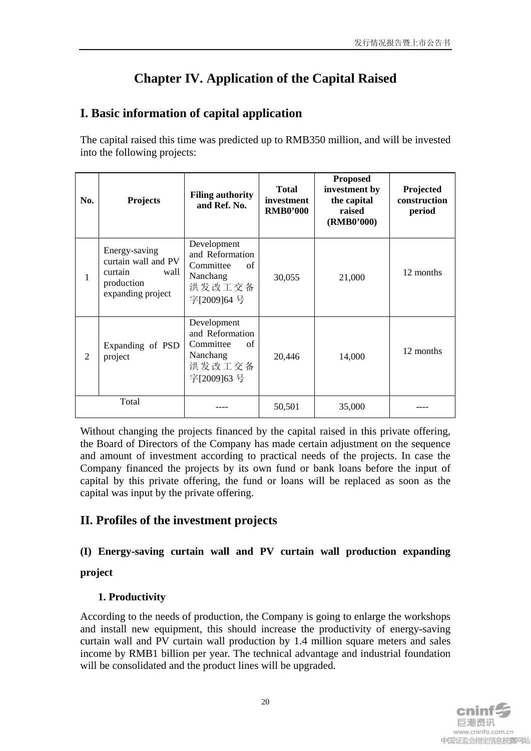# Chapter IV. Application of the Capital Raised

## I. Basic information of capital application

The capital raised this time was predicted up to RMB350 million, and will be invested into the following projects:

| No. | Projects | Filing authority and Ref. No. | Total investment RMB0'000 | Proposed investment by the capital raised (RMB0'000) | Projected construction period |
|---|---|---|---|---|---|
| 1 | Energy-saving curtain wall and PV curtain wall production expanding project | Development and Reformation Committee of Nanchang 洪发改工交备字[2009]64 号 | 30,055 | 21,000 | 12 months |
| 2 | Expanding of PSD project | Development and Reformation Committee of Nanchang 洪发改工交备字[2009]63 号 | 20,446 | 14,000 | 12 months |
| Total | | ---- | 50,501 | 35,000 | ---- |

Without changing the projects financed by the capital raised in this private offering, the Board of Directors of the Company has made certain adjustment on the sequence and amount of investment according to practical needs of the projects. In case the Company financed the projects by its own fund or bank loans before the input of capital by this private offering, the fund or loans will be replaced as soon as the capital was input by the private offering.

## II. Profiles of the investment projects

### (I) Energy-saving curtain wall and PV curtain wall production expanding project

**1. Productivity**

According to the needs of production, the Company is going to enlarge the workshops and install new equipment, this should increase the productivity of energy-saving curtain wall and PV curtain wall production by 1.4 million square meters and sales income by RMB1 billion per year. The technical advantage and industrial foundation will be consolidated and the product lines will be upgraded.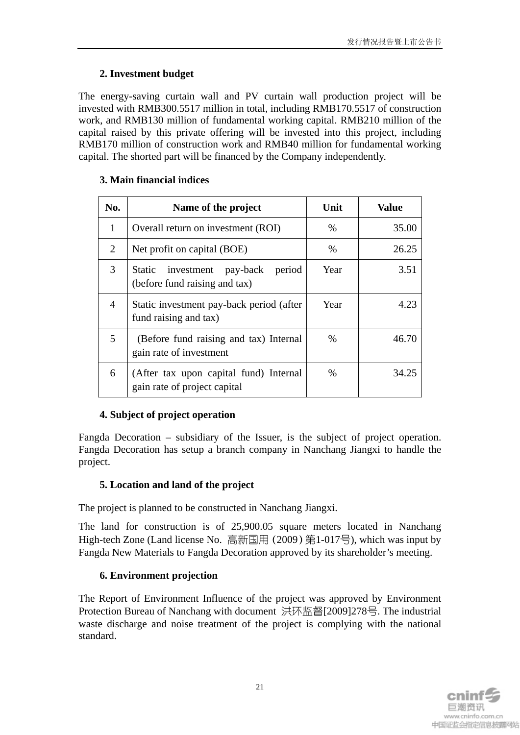### 2. Investment budget

The energy-saving curtain wall and PV curtain wall production project will be invested with RMB300.5517 million in total, including RMB170.5517 of construction work, and RMB130 million of fundamental working capital. RMB210 million of the capital raised by this private offering will be invested into this project, including RMB170 million of construction work and RMB40 million for fundamental working capital. The shorted part will be financed by the Company independently.

### 3. Main financial indices

| No. | Name of the project | Unit | Value |
|---|---|---|---|
| 1 | Overall return on investment (ROI) | % | 35.00 |
| 2 | Net profit on capital (BOE) | % | 26.25 |
| 3 | Static investment pay-back period (before fund raising and tax) | Year | 3.51 |
| 4 | Static investment pay-back period (after fund raising and tax) | Year | 4.23 |
| 5 | (Before fund raising and tax) Internal gain rate of investment | % | 46.70 |
| 6 | (After tax upon capital fund) Internal gain rate of project capital | % | 34.25 |

### 4. Subject of project operation

Fangda Decoration – subsidiary of the Issuer, is the subject of project operation. Fangda Decoration has setup a branch company in Nanchang Jiangxi to handle the project.

### 5. Location and land of the project

The project is planned to be constructed in Nanchang Jiangxi.

The land for construction is of 25,900.05 square meters located in Nanchang High-tech Zone (Land license No. 高新国用（2009）第1-017号), which was input by Fangda New Materials to Fangda Decoration approved by its shareholder's meeting.

### 6. Environment projection

The Report of Environment Influence of the project was approved by Environment Protection Bureau of Nanchang with document 洪环监督[2009]278号. The industrial waste discharge and noise treatment of the project is complying with the national standard.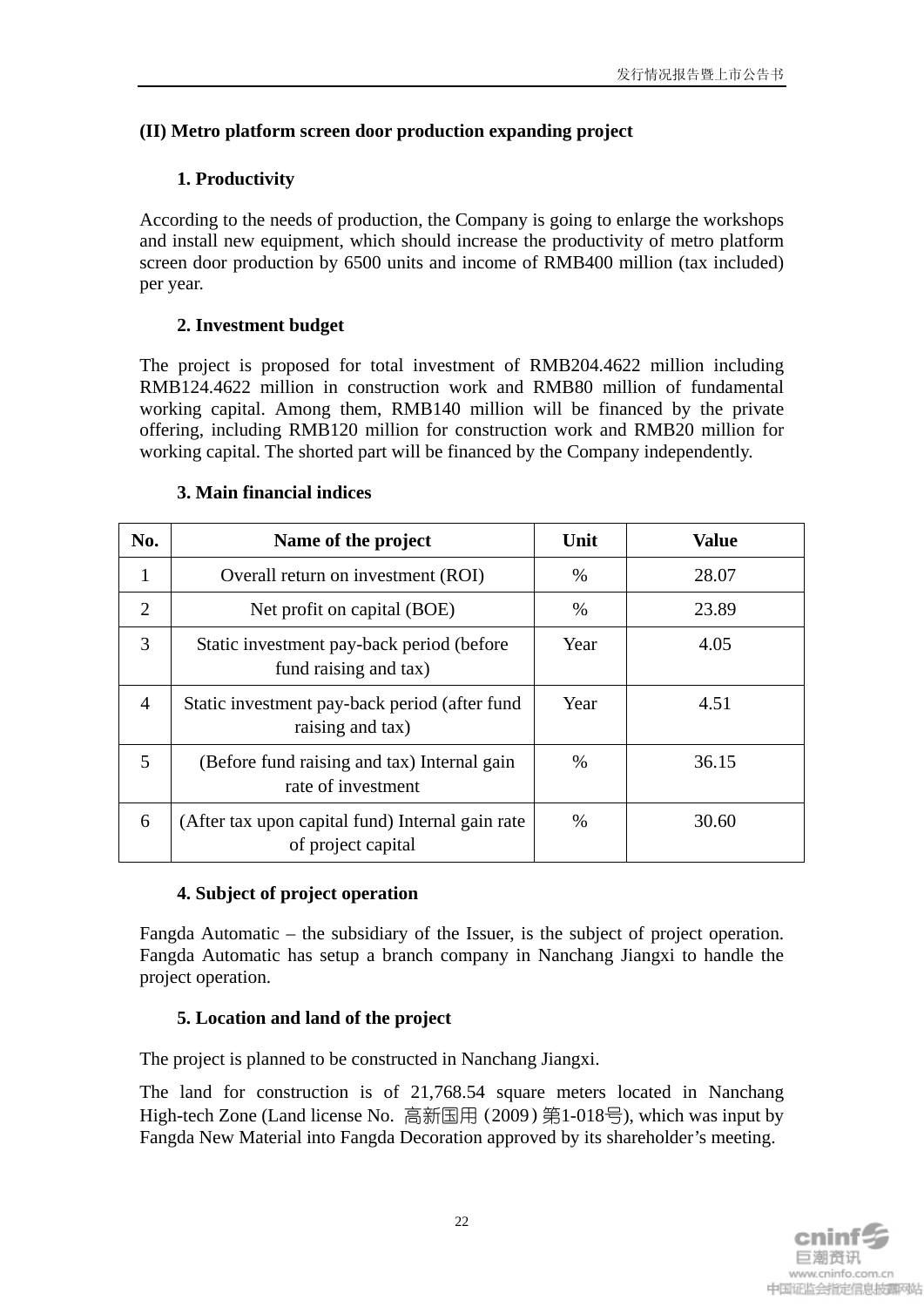## (II) Metro platform screen door production expanding project

### 1. Productivity

According to the needs of production, the Company is going to enlarge the workshops and install new equipment, which should increase the productivity of metro platform screen door production by 6500 units and income of RMB400 million (tax included) per year.

### 2. Investment budget

The project is proposed for total investment of RMB204.4622 million including RMB124.4622 million in construction work and RMB80 million of fundamental working capital. Among them, RMB140 million will be financed by the private offering, including RMB120 million for construction work and RMB20 million for working capital. The shorted part will be financed by the Company independently.

### 3. Main financial indices

| No. | Name of the project | Unit | Value |
|---|---|---|---|
| 1 | Overall return on investment (ROI) | % | 28.07 |
| 2 | Net profit on capital (BOE) | % | 23.89 |
| 3 | Static investment pay-back period (before fund raising and tax) | Year | 4.05 |
| 4 | Static investment pay-back period (after fund raising and tax) | Year | 4.51 |
| 5 | (Before fund raising and tax) Internal gain rate of investment | % | 36.15 |
| 6 | (After tax upon capital fund) Internal gain rate of project capital | % | 30.60 |

### 4. Subject of project operation

Fangda Automatic – the subsidiary of the Issuer, is the subject of project operation. Fangda Automatic has setup a branch company in Nanchang Jiangxi to handle the project operation.

### 5. Location and land of the project

The project is planned to be constructed in Nanchang Jiangxi.

The land for construction is of 21,768.54 square meters located in Nanchang High-tech Zone (Land license No. 高新国用（2009）第1-018号), which was input by Fangda New Material into Fangda Decoration approved by its shareholder's meeting.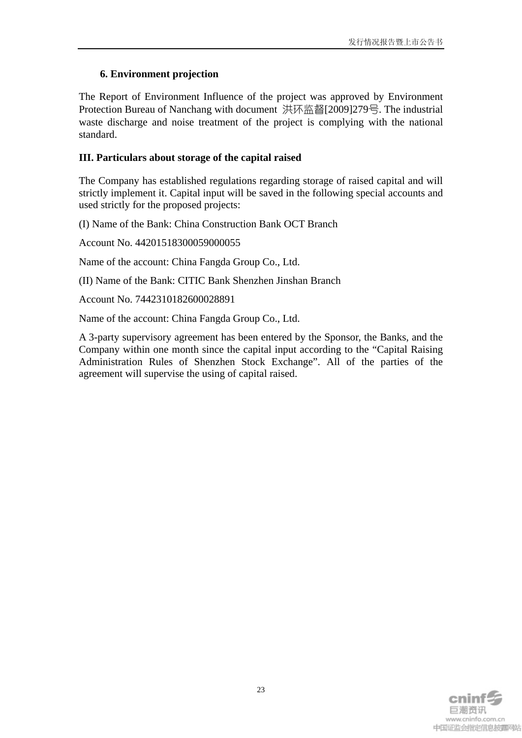#### 6. Environment projection

The Report of Environment Influence of the project was approved by Environment Protection Bureau of Nanchang with document 洪环监督[2009]279号. The industrial waste discharge and noise treatment of the project is complying with the national standard.

### III. Particulars about storage of the capital raised

The Company has established regulations regarding storage of raised capital and will strictly implement it. Capital input will be saved in the following special accounts and used strictly for the proposed projects:

(I) Name of the Bank: China Construction Bank OCT Branch

Account No. 44201518300059000055

Name of the account: China Fangda Group Co., Ltd.

(II) Name of the Bank: CITIC Bank Shenzhen Jinshan Branch

Account No. 7442310182600028891

Name of the account: China Fangda Group Co., Ltd.

A 3-party supervisory agreement has been entered by the Sponsor, the Banks, and the Company within one month since the capital input according to the “Capital Raising Administration Rules of Shenzhen Stock Exchange”. All of the parties of the agreement will supervise the using of capital raised.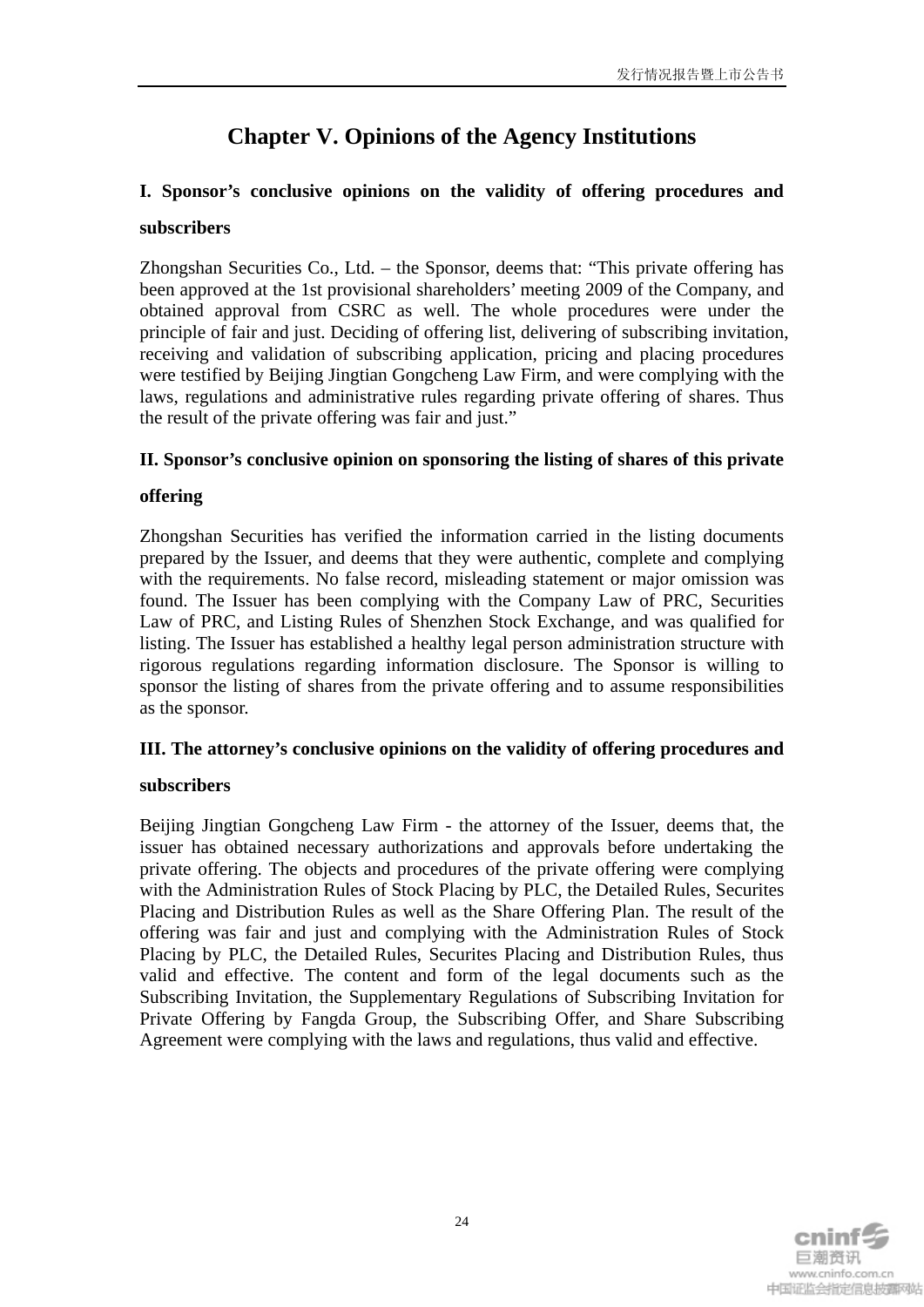# Chapter V. Opinions of the Agency Institutions

## I. Sponsor's conclusive opinions on the validity of offering procedures and subscribers

Zhongshan Securities Co., Ltd. – the Sponsor, deems that: "This private offering has been approved at the 1st provisional shareholders' meeting 2009 of the Company, and obtained approval from CSRC as well. The whole procedures were under the principle of fair and just. Deciding of offering list, delivering of subscribing invitation, receiving and validation of subscribing application, pricing and placing procedures were testified by Beijing Jingtian Gongcheng Law Firm, and were complying with the laws, regulations and administrative rules regarding private offering of shares. Thus the result of the private offering was fair and just."

## II. Sponsor's conclusive opinion on sponsoring the listing of shares of this private offering

Zhongshan Securities has verified the information carried in the listing documents prepared by the Issuer, and deems that they were authentic, complete and complying with the requirements. No false record, misleading statement or major omission was found. The Issuer has been complying with the Company Law of PRC, Securities Law of PRC, and Listing Rules of Shenzhen Stock Exchange, and was qualified for listing. The Issuer has established a healthy legal person administration structure with rigorous regulations regarding information disclosure. The Sponsor is willing to sponsor the listing of shares from the private offering and to assume responsibilities as the sponsor.

## III. The attorney's conclusive opinions on the validity of offering procedures and subscribers

Beijing Jingtian Gongcheng Law Firm - the attorney of the Issuer, deems that, the issuer has obtained necessary authorizations and approvals before undertaking the private offering. The objects and procedures of the private offering were complying with the Administration Rules of Stock Placing by PLC, the Detailed Rules, Securites Placing and Distribution Rules as well as the Share Offering Plan. The result of the offering was fair and just and complying with the Administration Rules of Stock Placing by PLC, the Detailed Rules, Securites Placing and Distribution Rules, thus valid and effective. The content and form of the legal documents such as the Subscribing Invitation, the Supplementary Regulations of Subscribing Invitation for Private Offering by Fangda Group, the Subscribing Offer, and Share Subscribing Agreement were complying with the laws and regulations, thus valid and effective.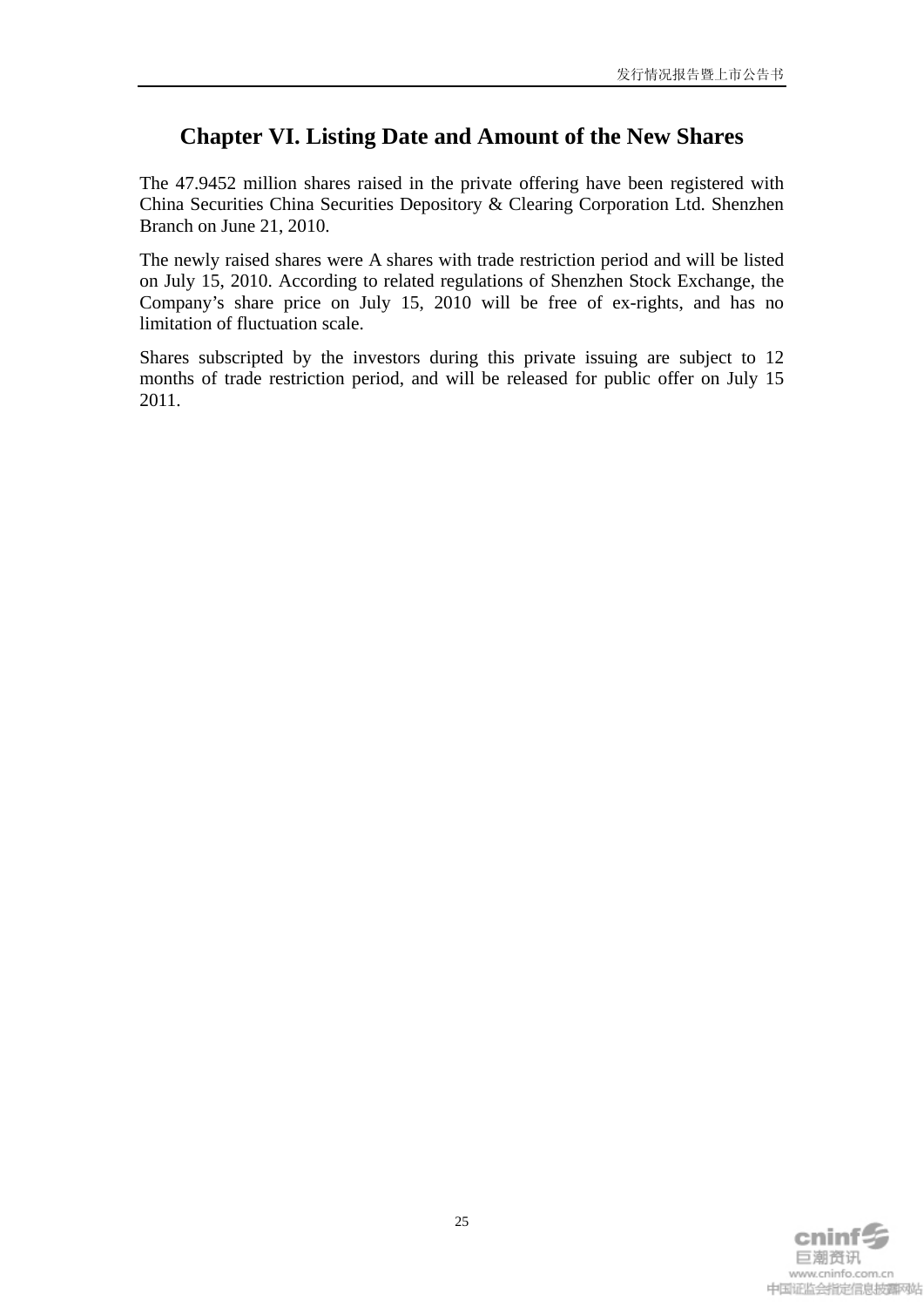# Chapter VI. Listing Date and Amount of the New Shares

The 47.9452 million shares raised in the private offering have been registered with China Securities China Securities Depository & Clearing Corporation Ltd. Shenzhen Branch on June 21, 2010.

The newly raised shares were A shares with trade restriction period and will be listed on July 15, 2010. According to related regulations of Shenzhen Stock Exchange, the Company's share price on July 15, 2010 will be free of ex-rights, and has no limitation of fluctuation scale.

Shares subscripted by the investors during this private issuing are subject to 12 months of trade restriction period, and will be released for public offer on July 15 2011.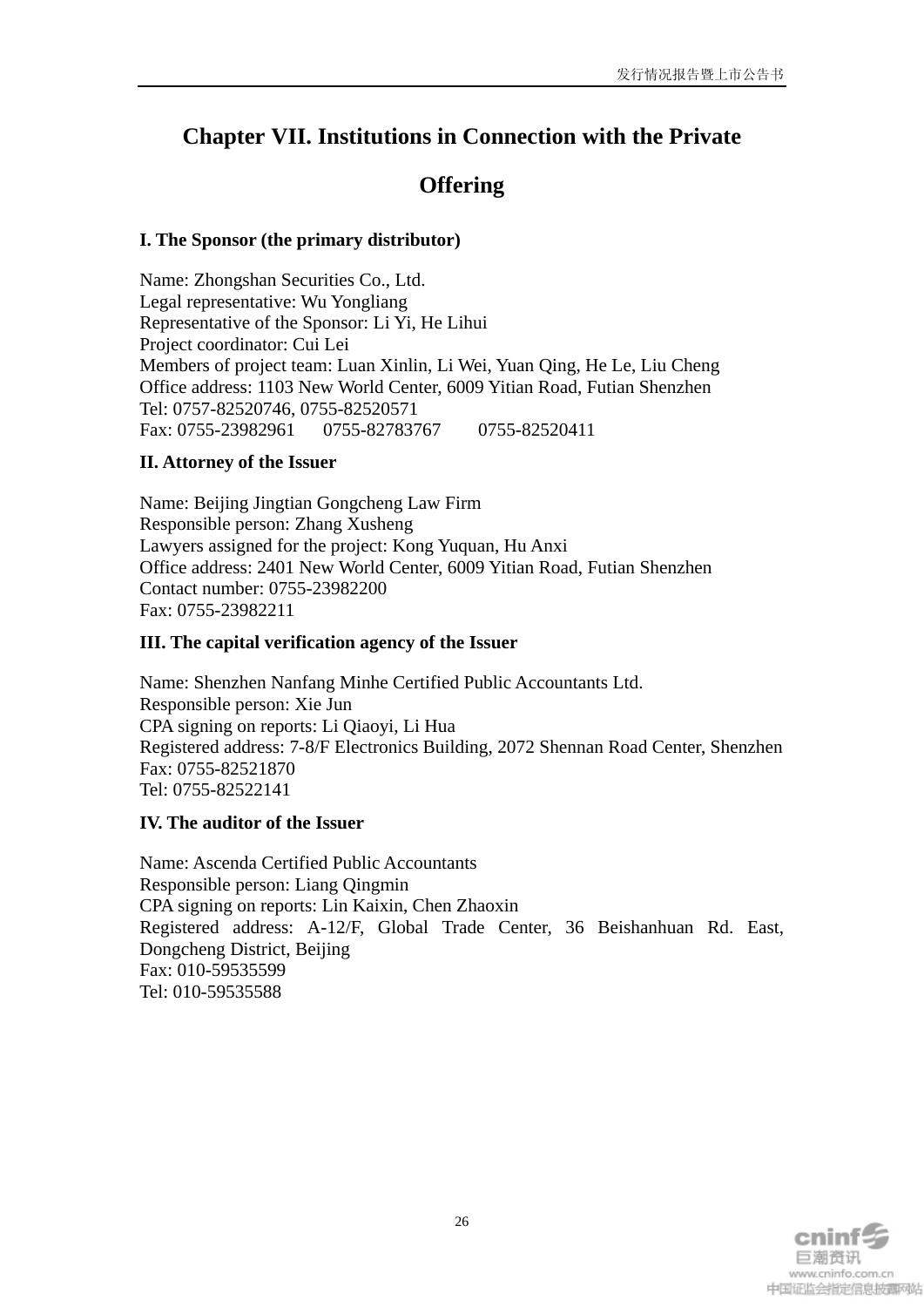# Chapter VII. Institutions in Connection with the Private Offering

## I. The Sponsor (the primary distributor)

Name: Zhongshan Securities Co., Ltd.
Legal representative: Wu Yongliang
Representative of the Sponsor: Li Yi, He Lihui
Project coordinator: Cui Lei
Members of project team: Luan Xinlin, Li Wei, Yuan Qing, He Le, Liu Cheng
Office address: 1103 New World Center, 6009 Yitian Road, Futian Shenzhen
Tel: 0757-82520746, 0755-82520571
Fax: 0755-23982961 0755-82783767 0755-82520411

## II. Attorney of the Issuer

Name: Beijing Jingtian Gongcheng Law Firm
Responsible person: Zhang Xusheng
Lawyers assigned for the project: Kong Yuquan, Hu Anxi
Office address: 2401 New World Center, 6009 Yitian Road, Futian Shenzhen
Contact number: 0755-23982200
Fax: 0755-23982211

## III. The capital verification agency of the Issuer

Name: Shenzhen Nanfang Minhe Certified Public Accountants Ltd.
Responsible person: Xie Jun
CPA signing on reports: Li Qiaoyi, Li Hua
Registered address: 7-8/F Electronics Building, 2072 Shennan Road Center, Shenzhen
Fax: 0755-82521870
Tel: 0755-82522141

## IV. The auditor of the Issuer

Name: Ascenda Certified Public Accountants
Responsible person: Liang Qingmin
CPA signing on reports: Lin Kaixin, Chen Zhaoxin
Registered address: A-12/F, Global Trade Center, 36 Beishanhuan Rd. East, Dongcheng District, Beijing
Fax: 010-59535599
Tel: 010-59535588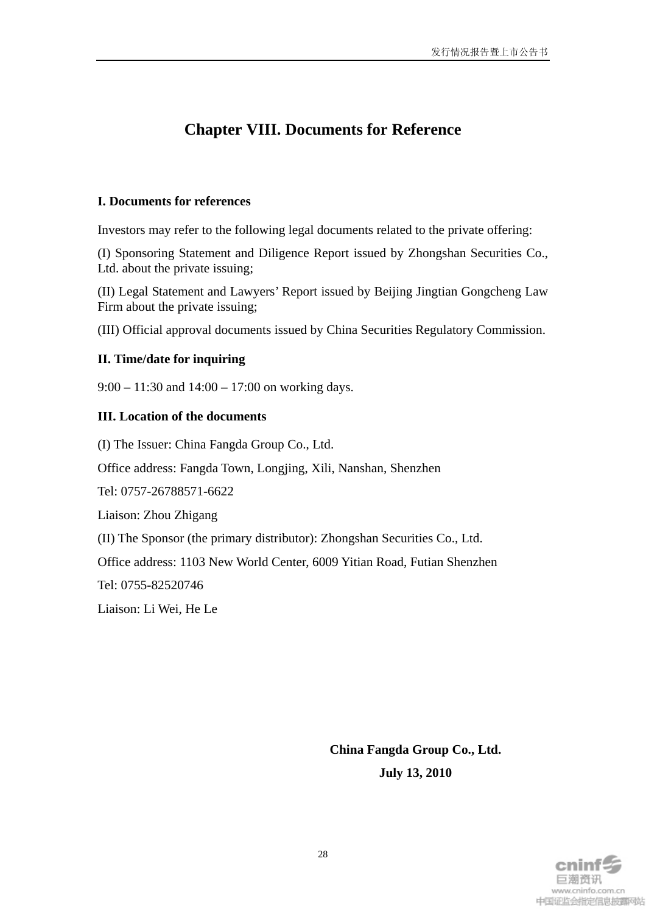# Chapter VIII. Documents for Reference

## I. Documents for references

Investors may refer to the following legal documents related to the private offering:

(I) Sponsoring Statement and Diligence Report issued by Zhongshan Securities Co., Ltd. about the private issuing;

(II) Legal Statement and Lawyers' Report issued by Beijing Jingtian Gongcheng Law Firm about the private issuing;

(III) Official approval documents issued by China Securities Regulatory Commission.

## II. Time/date for inquiring

9:00 – 11:30 and 14:00 – 17:00 on working days.

## III. Location of the documents

(I) The Issuer: China Fangda Group Co., Ltd.

Office address: Fangda Town, Longjing, Xili, Nanshan, Shenzhen

Tel: 0757-26788571-6622

Liaison: Zhou Zhigang

(II) The Sponsor (the primary distributor): Zhongshan Securities Co., Ltd.

Office address: 1103 New World Center, 6009 Yitian Road, Futian Shenzhen

Tel: 0755-82520746

Liaison: Li Wei, He Le

**China Fangda Group Co., Ltd.**

**July 13, 2010**